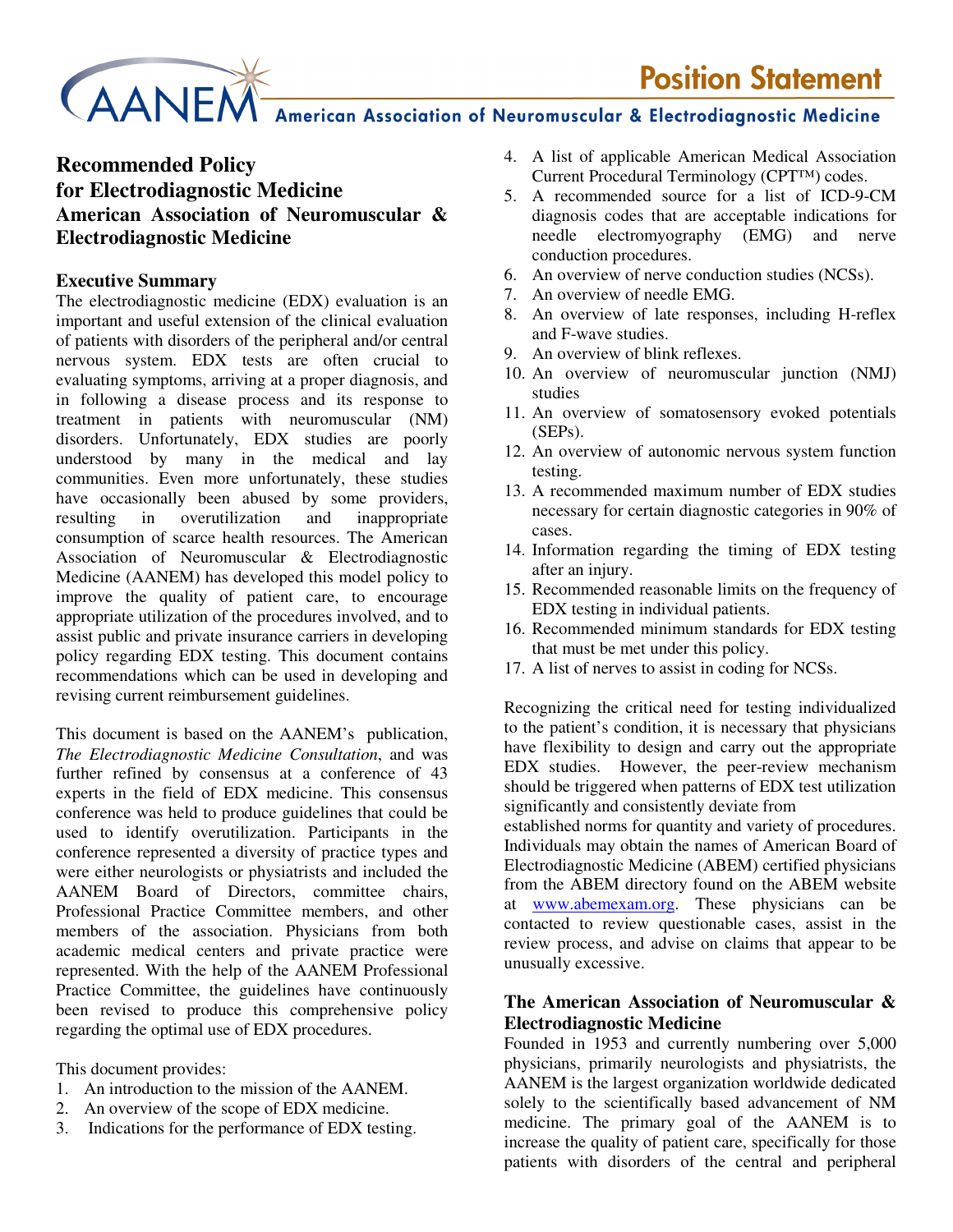# Position Statement

## American Association of Neuromuscular & Electrodiagnostic Medicine

# Recommended Policy for Electrodiagnostic Medicine

## American Association of Neuromuscular & Electrodiagnostic Medicine

### Executive Summary

The electrodiagnostic medicine (EDX) evaluation is an important and useful extension of the clinical evaluation of patients with disorders of the peripheral and/or central nervous system. EDX tests are often crucial to evaluating symptoms, arriving at a proper diagnosis, and in following a disease process and its response to treatment in patients with neuromuscular (NM) disorders. Unfortunately, EDX studies are poorly understood by many in the medical and lay communities. Even more unfortunately, these studies have occasionally been abused by some providers, resulting in overutilization and inappropriate consumption of scarce health resources. The American Association of Neuromuscular & Electrodiagnostic Medicine (AANEM) has developed this model policy to improve the quality of patient care, to encourage appropriate utilization of the procedures involved, and to assist public and private insurance carriers in developing policy regarding EDX testing. This document contains recommendations which can be used in developing and revising current reimbursement guidelines.

This document is based on the AANEM's publication, *The Electrodiagnostic Medicine Consultation*, and was further refined by consensus at a conference of 43 experts in the field of EDX medicine. This consensus conference was held to produce guidelines that could be used to identify overutilization. Participants in the conference represented a diversity of practice types and were either neurologists or physiatrists and included the AANEM Board of Directors, committee chairs, Professional Practice Committee members, and other members of the association. Physicians from both academic medical centers and private practice were represented. With the help of the AANEM Professional Practice Committee, the guidelines have continuously been revised to produce this comprehensive policy regarding the optimal use of EDX procedures.

This document provides:

1. An introduction to the mission of the AANEM.
2. An overview of the scope of EDX medicine.
3. Indications for the performance of EDX testing.
4. A list of applicable American Medical Association Current Procedural Terminology (CPT™) codes.
5. A recommended source for a list of ICD-9-CM diagnosis codes that are acceptable indications for needle electromyography (EMG) and nerve conduction procedures.
6. An overview of nerve conduction studies (NCSs).
7. An overview of needle EMG.
8. An overview of late responses, including H-reflex and F-wave studies.
9. An overview of blink reflexes.
10. An overview of neuromuscular junction (NMJ) studies
11. An overview of somatosensory evoked potentials (SEPs).
12. An overview of autonomic nervous system function testing.
13. A recommended maximum number of EDX studies necessary for certain diagnostic categories in 90% of cases.
14. Information regarding the timing of EDX testing after an injury.
15. Recommended reasonable limits on the frequency of EDX testing in individual patients.
16. Recommended minimum standards for EDX testing that must be met under this policy.
17. A list of nerves to assist in coding for NCSs.

Recognizing the critical need for testing individualized to the patient's condition, it is necessary that physicians have flexibility to design and carry out the appropriate EDX studies. However, the peer-review mechanism should be triggered when patterns of EDX test utilization significantly and consistently deviate from established norms for quantity and variety of procedures. Individuals may obtain the names of American Board of Electrodiagnostic Medicine (ABEM) certified physicians from the ABEM directory found on the ABEM website at www.abemexam.org. These physicians can be contacted to review questionable cases, assist in the review process, and advise on claims that appear to be unusually excessive.

### The American Association of Neuromuscular & Electrodiagnostic Medicine

Founded in 1953 and currently numbering over 5,000 physicians, primarily neurologists and physiatrists, the AANEM is the largest organization worldwide dedicated solely to the scientifically based advancement of NM medicine. The primary goal of the AANEM is to increase the quality of patient care, specifically for those patients with disorders of the central and peripheral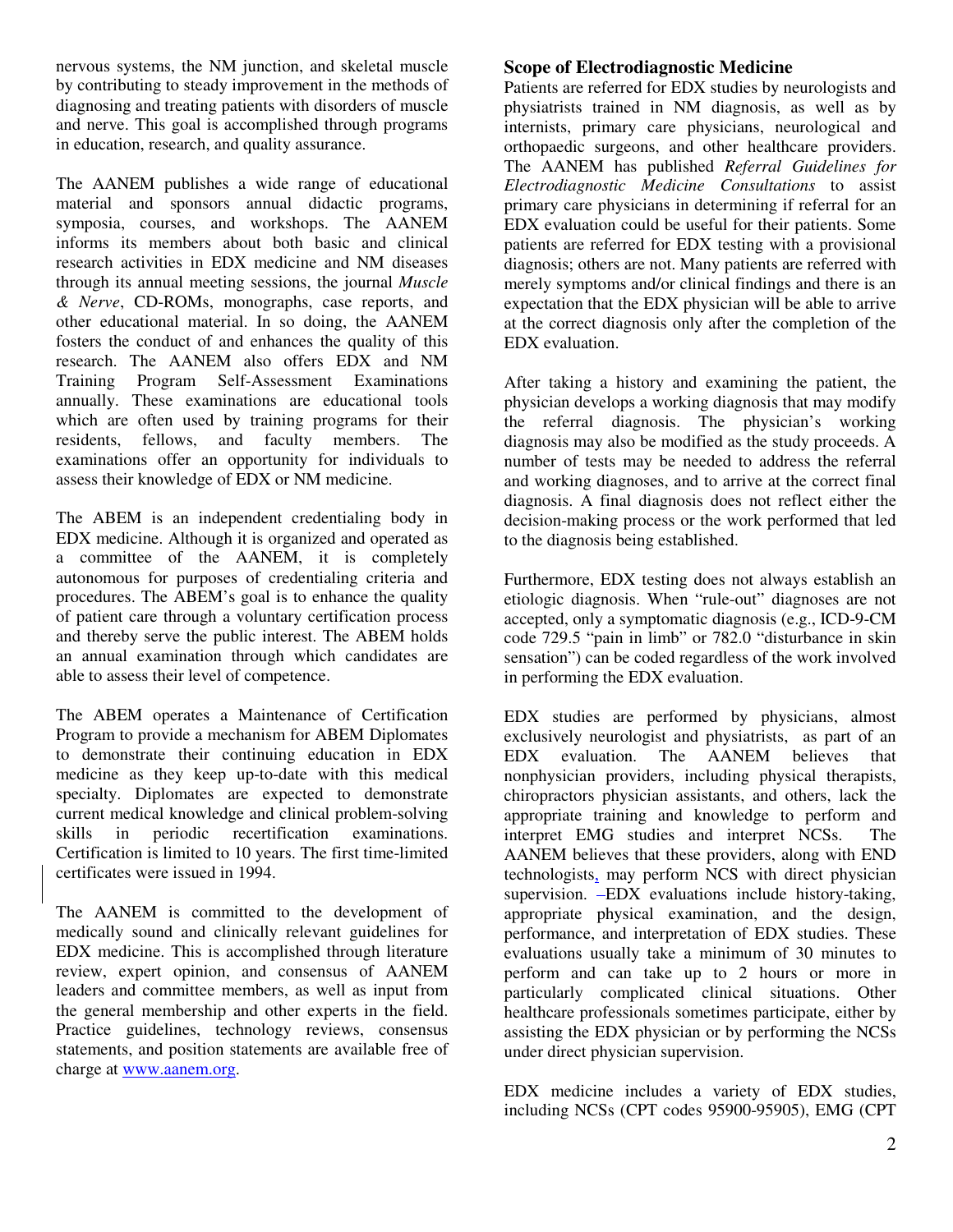nervous systems, the NM junction, and skeletal muscle by contributing to steady improvement in the methods of diagnosing and treating patients with disorders of muscle and nerve. This goal is accomplished through programs in education, research, and quality assurance.

The AANEM publishes a wide range of educational material and sponsors annual didactic programs, symposia, courses, and workshops. The AANEM informs its members about both basic and clinical research activities in EDX medicine and NM diseases through its annual meeting sessions, the journal *Muscle & Nerve*, CD-ROMs, monographs, case reports, and other educational material. In so doing, the AANEM fosters the conduct of and enhances the quality of this research. The AANEM also offers EDX and NM Training Program Self-Assessment Examinations annually. These examinations are educational tools which are often used by training programs for their residents, fellows, and faculty members. The examinations offer an opportunity for individuals to assess their knowledge of EDX or NM medicine.

The ABEM is an independent credentialing body in EDX medicine. Although it is organized and operated as a committee of the AANEM, it is completely autonomous for purposes of credentialing criteria and procedures. The ABEM's goal is to enhance the quality of patient care through a voluntary certification process and thereby serve the public interest. The ABEM holds an annual examination through which candidates are able to assess their level of competence.

The ABEM operates a Maintenance of Certification Program to provide a mechanism for ABEM Diplomates to demonstrate their continuing education in EDX medicine as they keep up-to-date with this medical specialty. Diplomates are expected to demonstrate current medical knowledge and clinical problem-solving skills in periodic recertification examinations. Certification is limited to 10 years. The first time-limited certificates were issued in 1994.

The AANEM is committed to the development of medically sound and clinically relevant guidelines for EDX medicine. This is accomplished through literature review, expert opinion, and consensus of AANEM leaders and committee members, as well as input from the general membership and other experts in the field. Practice guidelines, technology reviews, consensus statements, and position statements are available free of charge at www.aanem.org.

## Scope of Electrodiagnostic Medicine

Patients are referred for EDX studies by neurologists and physiatrists trained in NM diagnosis, as well as by internists, primary care physicians, neurological and orthopaedic surgeons, and other healthcare providers. The AANEM has published *Referral Guidelines for Electrodiagnostic Medicine Consultations* to assist primary care physicians in determining if referral for an EDX evaluation could be useful for their patients. Some patients are referred for EDX testing with a provisional diagnosis; others are not. Many patients are referred with merely symptoms and/or clinical findings and there is an expectation that the EDX physician will be able to arrive at the correct diagnosis only after the completion of the EDX evaluation.

After taking a history and examining the patient, the physician develops a working diagnosis that may modify the referral diagnosis. The physician's working diagnosis may also be modified as the study proceeds. A number of tests may be needed to address the referral and working diagnoses, and to arrive at the correct final diagnosis. A final diagnosis does not reflect either the decision-making process or the work performed that led to the diagnosis being established.

Furthermore, EDX testing does not always establish an etiologic diagnosis. When "rule-out" diagnoses are not accepted, only a symptomatic diagnosis (e.g., ICD-9-CM code 729.5 "pain in limb" or 782.0 "disturbance in skin sensation") can be coded regardless of the work involved in performing the EDX evaluation.

EDX studies are performed by physicians, almost exclusively neurologist and physiatrists, as part of an EDX evaluation. The AANEM believes that nonphysician providers, including physical therapists, chiropractors physician assistants, and others, lack the appropriate training and knowledge to perform and interpret EMG studies and interpret NCSs. The AANEM believes that these providers, along with END technologists, may perform NCS with direct physician supervision. EDX evaluations include history-taking, appropriate physical examination, and the design, performance, and interpretation of EDX studies. These evaluations usually take a minimum of 30 minutes to perform and can take up to 2 hours or more in particularly complicated clinical situations. Other healthcare professionals sometimes participate, either by assisting the EDX physician or by performing the NCSs under direct physician supervision.

EDX medicine includes a variety of EDX studies, including NCSs (CPT codes 95900-95905), EMG (CPT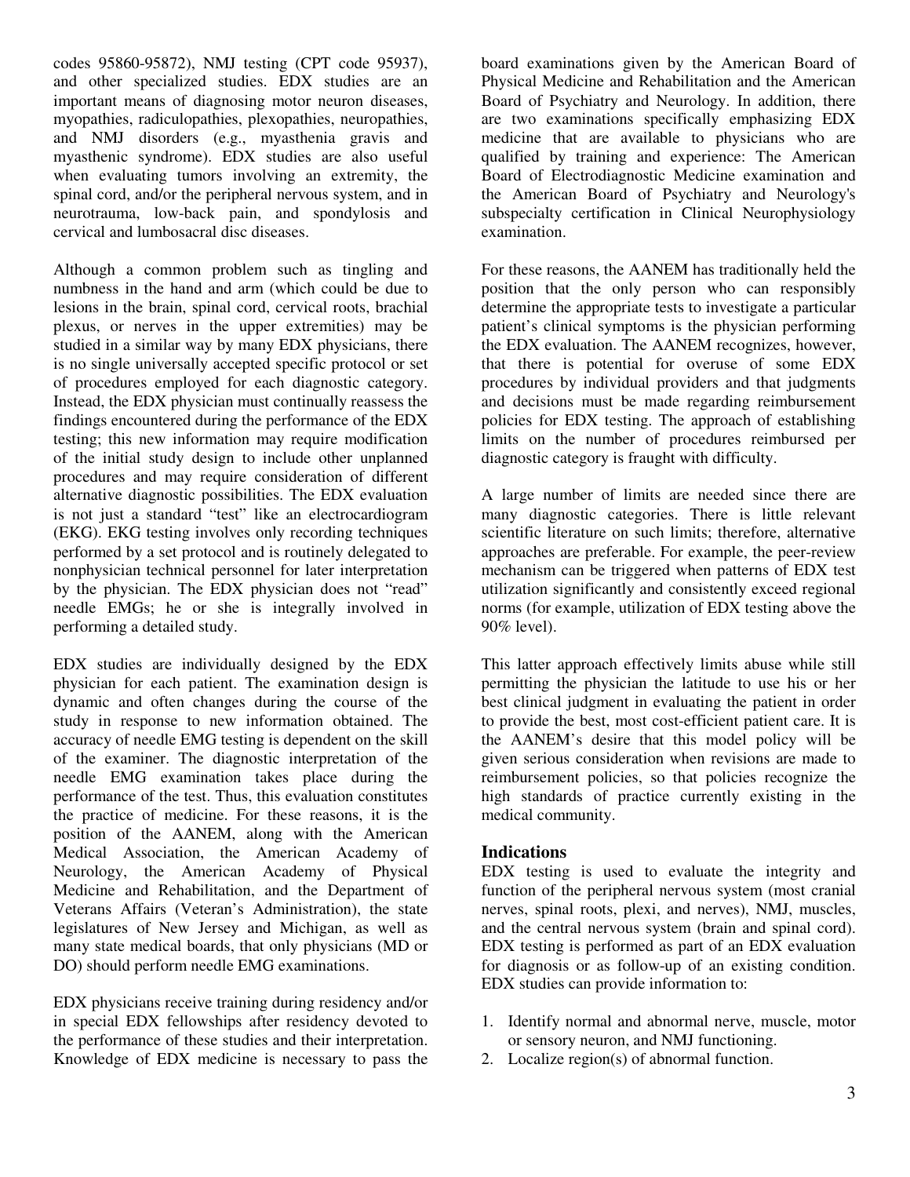codes 95860-95872), NMJ testing (CPT code 95937), and other specialized studies. EDX studies are an important means of diagnosing motor neuron diseases, myopathies, radiculopathies, plexopathies, neuropathies, and NMJ disorders (e.g., myasthenia gravis and myasthenic syndrome). EDX studies are also useful when evaluating tumors involving an extremity, the spinal cord, and/or the peripheral nervous system, and in neurotrauma, low-back pain, and spondylosis and cervical and lumbosacral disc diseases.

Although a common problem such as tingling and numbness in the hand and arm (which could be due to lesions in the brain, spinal cord, cervical roots, brachial plexus, or nerves in the upper extremities) may be studied in a similar way by many EDX physicians, there is no single universally accepted specific protocol or set of procedures employed for each diagnostic category. Instead, the EDX physician must continually reassess the findings encountered during the performance of the EDX testing; this new information may require modification of the initial study design to include other unplanned procedures and may require consideration of different alternative diagnostic possibilities. The EDX evaluation is not just a standard "test" like an electrocardiogram (EKG). EKG testing involves only recording techniques performed by a set protocol and is routinely delegated to nonphysician technical personnel for later interpretation by the physician. The EDX physician does not "read" needle EMGs; he or she is integrally involved in performing a detailed study.

EDX studies are individually designed by the EDX physician for each patient. The examination design is dynamic and often changes during the course of the study in response to new information obtained. The accuracy of needle EMG testing is dependent on the skill of the examiner. The diagnostic interpretation of the needle EMG examination takes place during the performance of the test. Thus, this evaluation constitutes the practice of medicine. For these reasons, it is the position of the AANEM, along with the American Medical Association, the American Academy of Neurology, the American Academy of Physical Medicine and Rehabilitation, and the Department of Veterans Affairs (Veteran's Administration), the state legislatures of New Jersey and Michigan, as well as many state medical boards, that only physicians (MD or DO) should perform needle EMG examinations.

EDX physicians receive training during residency and/or in special EDX fellowships after residency devoted to the performance of these studies and their interpretation. Knowledge of EDX medicine is necessary to pass the board examinations given by the American Board of Physical Medicine and Rehabilitation and the American Board of Psychiatry and Neurology. In addition, there are two examinations specifically emphasizing EDX medicine that are available to physicians who are qualified by training and experience: The American Board of Electrodiagnostic Medicine examination and the American Board of Psychiatry and Neurology's subspecialty certification in Clinical Neurophysiology examination.

For these reasons, the AANEM has traditionally held the position that the only person who can responsibly determine the appropriate tests to investigate a particular patient's clinical symptoms is the physician performing the EDX evaluation. The AANEM recognizes, however, that there is potential for overuse of some EDX procedures by individual providers and that judgments and decisions must be made regarding reimbursement policies for EDX testing. The approach of establishing limits on the number of procedures reimbursed per diagnostic category is fraught with difficulty.

A large number of limits are needed since there are many diagnostic categories. There is little relevant scientific literature on such limits; therefore, alternative approaches are preferable. For example, the peer-review mechanism can be triggered when patterns of EDX test utilization significantly and consistently exceed regional norms (for example, utilization of EDX testing above the 90% level).

This latter approach effectively limits abuse while still permitting the physician the latitude to use his or her best clinical judgment in evaluating the patient in order to provide the best, most cost-efficient patient care. It is the AANEM's desire that this model policy will be given serious consideration when revisions are made to reimbursement policies, so that policies recognize the high standards of practice currently existing in the medical community.

### Indications

EDX testing is used to evaluate the integrity and function of the peripheral nervous system (most cranial nerves, spinal roots, plexi, and nerves), NMJ, muscles, and the central nervous system (brain and spinal cord). EDX testing is performed as part of an EDX evaluation for diagnosis or as follow-up of an existing condition. EDX studies can provide information to:

1. Identify normal and abnormal nerve, muscle, motor or sensory neuron, and NMJ functioning.
2. Localize region(s) of abnormal function.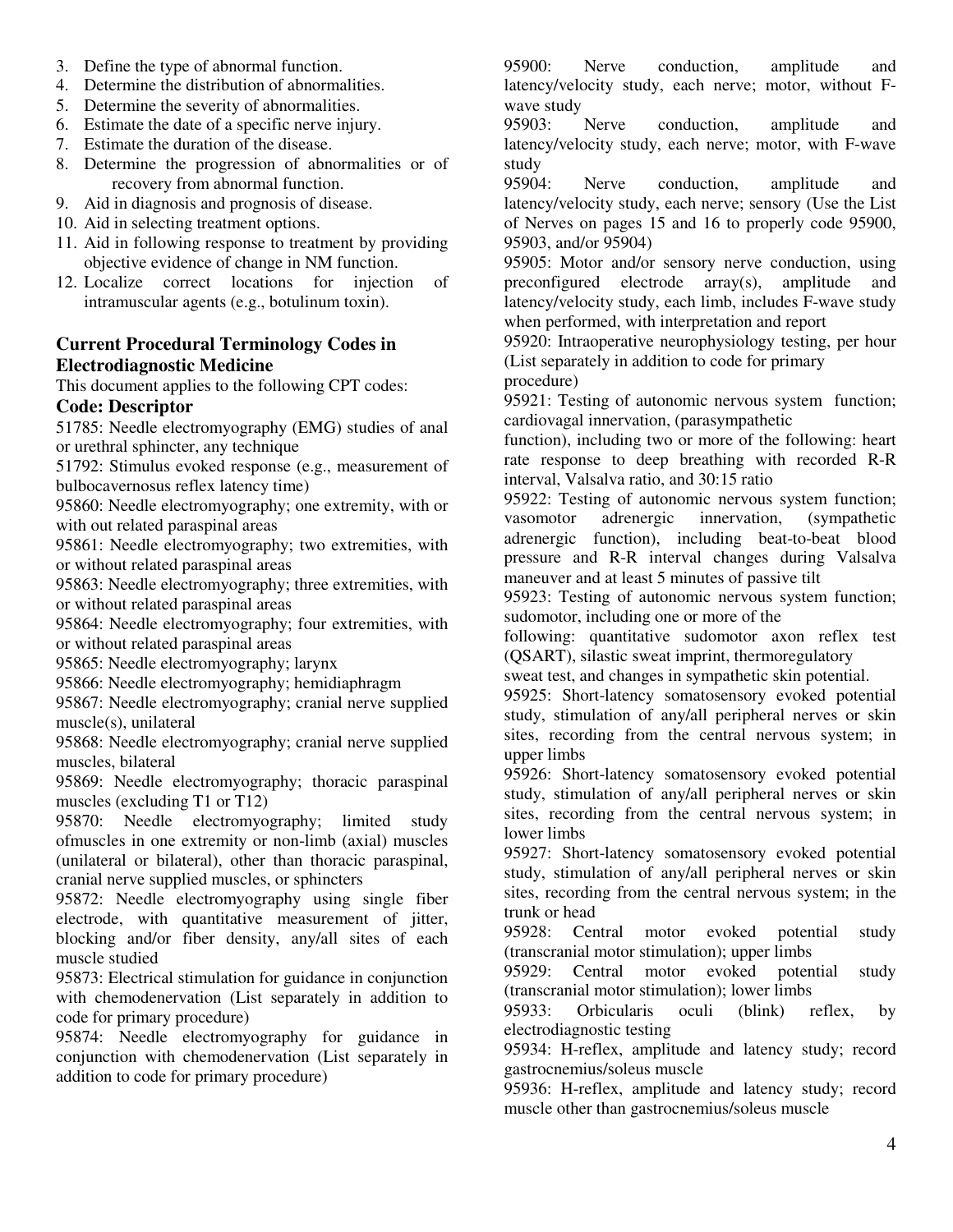3. Define the type of abnormal function.
4. Determine the distribution of abnormalities.
5. Determine the severity of abnormalities.
6. Estimate the date of a specific nerve injury.
7. Estimate the duration of the disease.
8. Determine the progression of abnormalities or of recovery from abnormal function.
9. Aid in diagnosis and prognosis of disease.
10. Aid in selecting treatment options.
11. Aid in following response to treatment by providing objective evidence of change in NM function.
12. Localize correct locations for injection of intramuscular agents (e.g., botulinum toxin).

### Current Procedural Terminology Codes in Electrodiagnostic Medicine

This document applies to the following CPT codes:

**Code: Descriptor**

51785: Needle electromyography (EMG) studies of anal or urethral sphincter, any technique

51792: Stimulus evoked response (e.g., measurement of bulbocavernosus reflex latency time)

95860: Needle electromyography; one extremity, with or with out related paraspinal areas

95861: Needle electromyography; two extremities, with or without related paraspinal areas

95863: Needle electromyography; three extremities, with or without related paraspinal areas

95864: Needle electromyography; four extremities, with or without related paraspinal areas

95865: Needle electromyography; larynx

95866: Needle electromyography; hemidiaphragm

95867: Needle electromyography; cranial nerve supplied muscle(s), unilateral

95868: Needle electromyography; cranial nerve supplied muscles, bilateral

95869: Needle electromyography; thoracic paraspinal muscles (excluding T1 or T12)

95870: Needle electromyography; limited study ofmuscles in one extremity or non-limb (axial) muscles (unilateral or bilateral), other than thoracic paraspinal, cranial nerve supplied muscles, or sphincters

95872: Needle electromyography using single fiber electrode, with quantitative measurement of jitter, blocking and/or fiber density, any/all sites of each muscle studied

95873: Electrical stimulation for guidance in conjunction with chemodenervation (List separately in addition to code for primary procedure)

95874: Needle electromyography for guidance in conjunction with chemodenervation (List separately in addition to code for primary procedure)

95900: Nerve conduction, amplitude and latency/velocity study, each nerve; motor, without F-wave study

95903: Nerve conduction, amplitude and latency/velocity study, each nerve; motor, with F-wave study

95904: Nerve conduction, amplitude and latency/velocity study, each nerve; sensory (Use the List of Nerves on pages 15 and 16 to properly code 95900, 95903, and/or 95904)

95905: Motor and/or sensory nerve conduction, using preconfigured electrode array(s), amplitude and latency/velocity study, each limb, includes F-wave study when performed, with interpretation and report

95920: Intraoperative neurophysiology testing, per hour (List separately in addition to code for primary procedure)

95921: Testing of autonomic nervous system function; cardiovagal innervation, (parasympathetic function), including two or more of the following: heart rate response to deep breathing with recorded R-R interval, Valsalva ratio, and 30:15 ratio

95922: Testing of autonomic nervous system function; vasomotor adrenergic innervation, (sympathetic adrenergic function), including beat-to-beat blood pressure and R-R interval changes during Valsalva maneuver and at least 5 minutes of passive tilt

95923: Testing of autonomic nervous system function; sudomotor, including one or more of the following: quantitative sudomotor axon reflex test (QSART), silastic sweat imprint, thermoregulatory sweat test, and changes in sympathetic skin potential.

95925: Short-latency somatosensory evoked potential study, stimulation of any/all peripheral nerves or skin sites, recording from the central nervous system; in upper limbs

95926: Short-latency somatosensory evoked potential study, stimulation of any/all peripheral nerves or skin sites, recording from the central nervous system; in lower limbs

95927: Short-latency somatosensory evoked potential study, stimulation of any/all peripheral nerves or skin sites, recording from the central nervous system; in the trunk or head

95928: Central motor evoked potential study (transcranial motor stimulation); upper limbs

95929: Central motor evoked potential study (transcranial motor stimulation); lower limbs

95933: Orbicularis oculi (blink) reflex, by electrodiagnostic testing

95934: H-reflex, amplitude and latency study; record gastrocnemius/soleus muscle

95936: H-reflex, amplitude and latency study; record muscle other than gastrocnemius/soleus muscle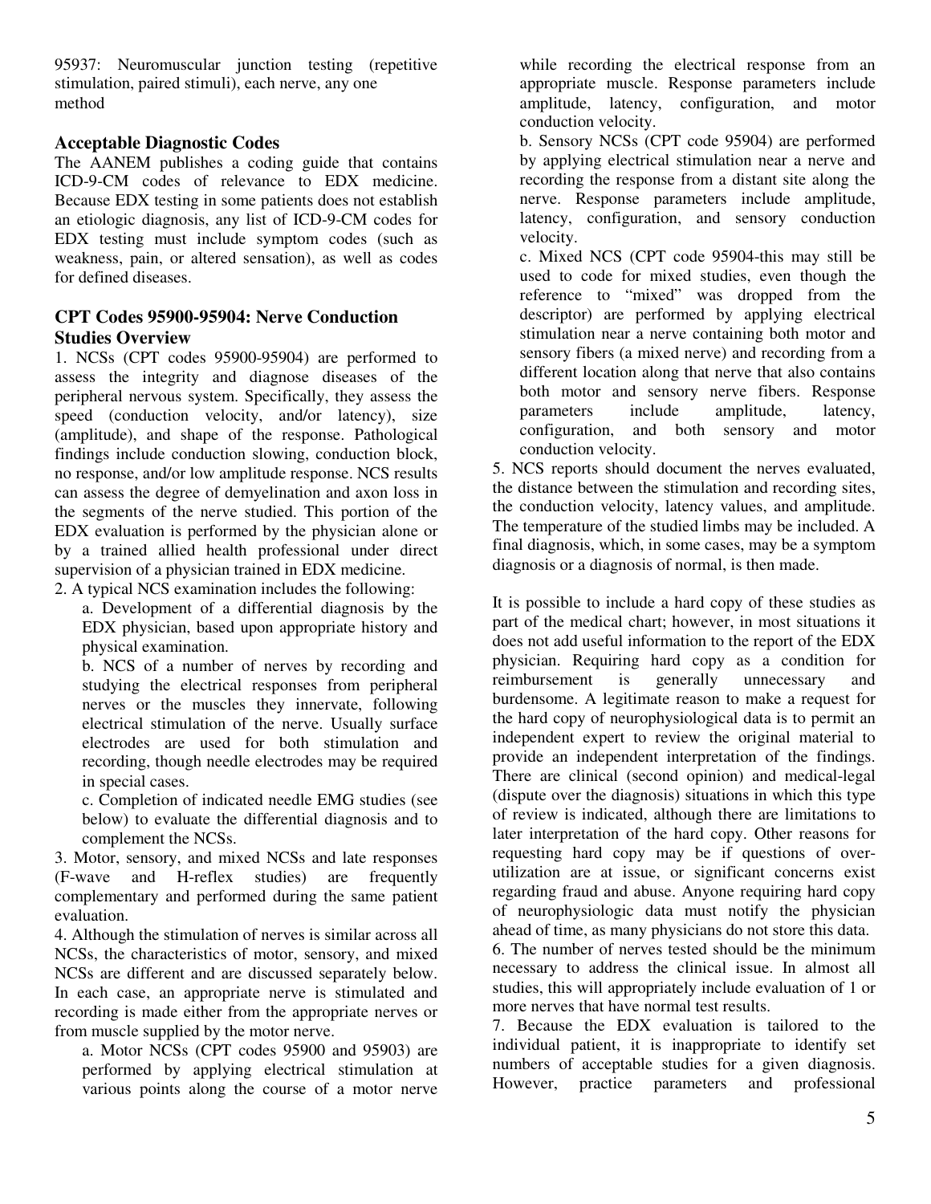95937: Neuromuscular junction testing (repetitive stimulation, paired stimuli), each nerve, any one method

### Acceptable Diagnostic Codes

The AANEM publishes a coding guide that contains ICD-9-CM codes of relevance to EDX medicine. Because EDX testing in some patients does not establish an etiologic diagnosis, any list of ICD-9-CM codes for EDX testing must include symptom codes (such as weakness, pain, or altered sensation), as well as codes for defined diseases.

### CPT Codes 95900-95904: Nerve Conduction Studies Overview

1. NCSs (CPT codes 95900-95904) are performed to assess the integrity and diagnose diseases of the peripheral nervous system. Specifically, they assess the speed (conduction velocity, and/or latency), size (amplitude), and shape of the response. Pathological findings include conduction slowing, conduction block, no response, and/or low amplitude response. NCS results can assess the degree of demyelination and axon loss in the segments of the nerve studied. This portion of the EDX evaluation is performed by the physician alone or by a trained allied health professional under direct supervision of a physician trained in EDX medicine.

2. A typical NCS examination includes the following:
   a. Development of a differential diagnosis by the EDX physician, based upon appropriate history and physical examination.
   b. NCS of a number of nerves by recording and studying the electrical responses from peripheral nerves or the muscles they innervate, following electrical stimulation of the nerve. Usually surface electrodes are used for both stimulation and recording, though needle electrodes may be required in special cases.
   c. Completion of indicated needle EMG studies (see below) to evaluate the differential diagnosis and to complement the NCSs.

3. Motor, sensory, and mixed NCSs and late responses (F-wave and H-reflex studies) are frequently complementary and performed during the same patient evaluation.

4. Although the stimulation of nerves is similar across all NCSs, the characteristics of motor, sensory, and mixed NCSs are different and are discussed separately below. In each case, an appropriate nerve is stimulated and recording is made either from the appropriate nerves or from muscle supplied by the motor nerve.
   a. Motor NCSs (CPT codes 95900 and 95903) are performed by applying electrical stimulation at various points along the course of a motor nerve while recording the electrical response from an appropriate muscle. Response parameters include amplitude, latency, configuration, and motor conduction velocity.
   b. Sensory NCSs (CPT code 95904) are performed by applying electrical stimulation near a nerve and recording the response from a distant site along the nerve. Response parameters include amplitude, latency, configuration, and sensory conduction velocity.
   c. Mixed NCS (CPT code 95904-this may still be used to code for mixed studies, even though the reference to "mixed" was dropped from the descriptor) are performed by applying electrical stimulation near a nerve containing both motor and sensory fibers (a mixed nerve) and recording from a different location along that nerve that also contains both motor and sensory nerve fibers. Response parameters include amplitude, latency, configuration, and both sensory and motor conduction velocity.

5. NCS reports should document the nerves evaluated, the distance between the stimulation and recording sites, the conduction velocity, latency values, and amplitude. The temperature of the studied limbs may be included. A final diagnosis, which, in some cases, may be a symptom diagnosis or a diagnosis of normal, is then made.

It is possible to include a hard copy of these studies as part of the medical chart; however, in most situations it does not add useful information to the report of the EDX physician. Requiring hard copy as a condition for reimbursement is generally unnecessary and burdensome. A legitimate reason to make a request for the hard copy of neurophysiological data is to permit an independent expert to review the original material to provide an independent interpretation of the findings. There are clinical (second opinion) and medical-legal (dispute over the diagnosis) situations in which this type of review is indicated, although there are limitations to later interpretation of the hard copy. Other reasons for requesting hard copy may be if questions of over-utilization are at issue, or significant concerns exist regarding fraud and abuse. Anyone requiring hard copy of neurophysiologic data must notify the physician ahead of time, as many physicians do not store this data.

6. The number of nerves tested should be the minimum necessary to address the clinical issue. In almost all studies, this will appropriately include evaluation of 1 or more nerves that have normal test results.

7. Because the EDX evaluation is tailored to the individual patient, it is inappropriate to identify set numbers of acceptable studies for a given diagnosis. However, practice parameters and professional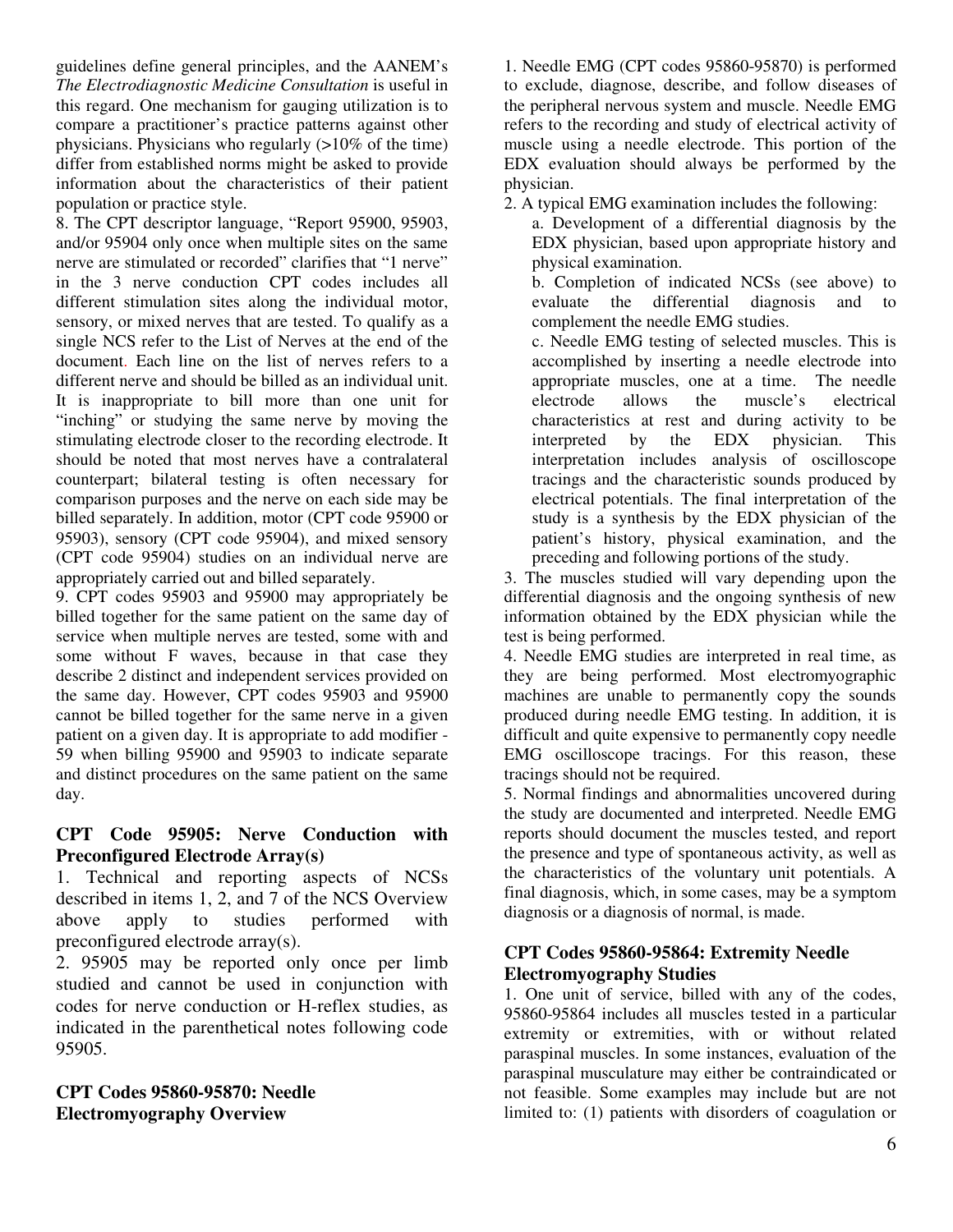guidelines define general principles, and the AANEM's *The Electrodiagnostic Medicine Consultation* is useful in this regard. One mechanism for gauging utilization is to compare a practitioner's practice patterns against other physicians. Physicians who regularly (>10% of the time) differ from established norms might be asked to provide information about the characteristics of their patient population or practice style.

8. The CPT descriptor language, "Report 95900, 95903, and/or 95904 only once when multiple sites on the same nerve are stimulated or recorded" clarifies that "1 nerve" in the 3 nerve conduction CPT codes includes all different stimulation sites along the individual motor, sensory, or mixed nerves that are tested. To qualify as a single NCS refer to the List of Nerves at the end of the document. Each line on the list of nerves refers to a different nerve and should be billed as an individual unit. It is inappropriate to bill more than one unit for "inching" or studying the same nerve by moving the stimulating electrode closer to the recording electrode. It should be noted that most nerves have a contralateral counterpart; bilateral testing is often necessary for comparison purposes and the nerve on each side may be billed separately. In addition, motor (CPT code 95900 or 95903), sensory (CPT code 95904), and mixed sensory (CPT code 95904) studies on an individual nerve are appropriately carried out and billed separately.

9. CPT codes 95903 and 95900 may appropriately be billed together for the same patient on the same day of service when multiple nerves are tested, some with and some without F waves, because in that case they describe 2 distinct and independent services provided on the same day. However, CPT codes 95903 and 95900 cannot be billed together for the same nerve in a given patient on a given day. It is appropriate to add modifier -59 when billing 95900 and 95903 to indicate separate and distinct procedures on the same patient on the same day.

### CPT Code 95905: Nerve Conduction with Preconfigured Electrode Array(s)

1. Technical and reporting aspects of NCSs described in items 1, 2, and 7 of the NCS Overview above apply to studies performed with preconfigured electrode array(s).

2. 95905 may be reported only once per limb studied and cannot be used in conjunction with codes for nerve conduction or H-reflex studies, as indicated in the parenthetical notes following code 95905.

### CPT Codes 95860-95870: Needle Electromyography Overview

1. Needle EMG (CPT codes 95860-95870) is performed to exclude, diagnose, describe, and follow diseases of the peripheral nervous system and muscle. Needle EMG refers to the recording and study of electrical activity of muscle using a needle electrode. This portion of the EDX evaluation should always be performed by the physician.

2. A typical EMG examination includes the following:

   a. Development of a differential diagnosis by the EDX physician, based upon appropriate history and physical examination.

   b. Completion of indicated NCSs (see above) to evaluate the differential diagnosis and to complement the needle EMG studies.

   c. Needle EMG testing of selected muscles. This is accomplished by inserting a needle electrode into appropriate muscles, one at a time. The needle electrode allows the muscle's electrical characteristics at rest and during activity to be interpreted by the EDX physician. This interpretation includes analysis of oscilloscope tracings and the characteristic sounds produced by electrical potentials. The final interpretation of the study is a synthesis by the EDX physician of the patient's history, physical examination, and the preceding and following portions of the study.

3. The muscles studied will vary depending upon the differential diagnosis and the ongoing synthesis of new information obtained by the EDX physician while the test is being performed.

4. Needle EMG studies are interpreted in real time, as they are being performed. Most electromyographic machines are unable to permanently copy the sounds produced during needle EMG testing. In addition, it is difficult and quite expensive to permanently copy needle EMG oscilloscope tracings. For this reason, these tracings should not be required.

5. Normal findings and abnormalities uncovered during the study are documented and interpreted. Needle EMG reports should document the muscles tested, and report the presence and type of spontaneous activity, as well as the characteristics of the voluntary unit potentials. A final diagnosis, which, in some cases, may be a symptom diagnosis or a diagnosis of normal, is made.

### CPT Codes 95860-95864: Extremity Needle Electromyography Studies

1. One unit of service, billed with any of the codes, 95860-95864 includes all muscles tested in a particular extremity or extremities, with or without related paraspinal muscles. In some instances, evaluation of the paraspinal musculature may either be contraindicated or not feasible. Some examples may include but are not limited to: (1) patients with disorders of coagulation or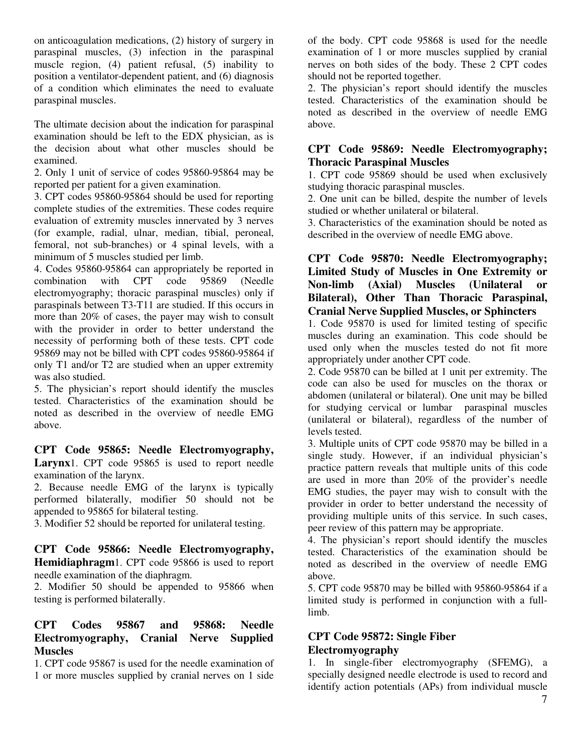on anticoagulation medications, (2) history of surgery in paraspinal muscles, (3) infection in the paraspinal muscle region, (4) patient refusal, (5) inability to position a ventilator-dependent patient, and (6) diagnosis of a condition which eliminates the need to evaluate paraspinal muscles.

The ultimate decision about the indication for paraspinal examination should be left to the EDX physician, as is the decision about what other muscles should be examined.

2. Only 1 unit of service of codes 95860-95864 may be reported per patient for a given examination.

3. CPT codes 95860-95864 should be used for reporting complete studies of the extremities. These codes require evaluation of extremity muscles innervated by 3 nerves (for example, radial, ulnar, median, tibial, peroneal, femoral, not sub-branches) or 4 spinal levels, with a minimum of 5 muscles studied per limb.

4. Codes 95860-95864 can appropriately be reported in combination with CPT code 95869 (Needle electromyography; thoracic paraspinal muscles) only if paraspinals between T3-T11 are studied. If this occurs in more than 20% of cases, the payer may wish to consult with the provider in order to better understand the necessity of performing both of these tests. CPT code 95869 may not be billed with CPT codes 95860-95864 if only T1 and/or T2 are studied when an upper extremity was also studied.

5. The physician's report should identify the muscles tested. Characteristics of the examination should be noted as described in the overview of needle EMG above.

### CPT Code 95865: Needle Electromyography, Larynx

1. CPT code 95865 is used to report needle examination of the larynx.

2. Because needle EMG of the larynx is typically performed bilaterally, modifier 50 should not be appended to 95865 for bilateral testing.

3. Modifier 52 should be reported for unilateral testing.

### CPT Code 95866: Needle Electromyography, Hemidiaphragm

1. CPT code 95866 is used to report needle examination of the diaphragm.

2. Modifier 50 should be appended to 95866 when testing is performed bilaterally.

### CPT Codes 95867 and 95868: Needle Electromyography, Cranial Nerve Supplied Muscles

1. CPT code 95867 is used for the needle examination of 1 or more muscles supplied by cranial nerves on 1 side of the body. CPT code 95868 is used for the needle examination of 1 or more muscles supplied by cranial nerves on both sides of the body. These 2 CPT codes should not be reported together.

2. The physician's report should identify the muscles tested. Characteristics of the examination should be noted as described in the overview of needle EMG above.

### CPT Code 95869: Needle Electromyography; Thoracic Paraspinal Muscles

1. CPT code 95869 should be used when exclusively studying thoracic paraspinal muscles.

2. One unit can be billed, despite the number of levels studied or whether unilateral or bilateral.

3. Characteristics of the examination should be noted as described in the overview of needle EMG above.

### CPT Code 95870: Needle Electromyography; Limited Study of Muscles in One Extremity or Non-limb (Axial) Muscles (Unilateral or Bilateral), Other Than Thoracic Paraspinal, Cranial Nerve Supplied Muscles, or Sphincters

1. Code 95870 is used for limited testing of specific muscles during an examination. This code should be used only when the muscles tested do not fit more appropriately under another CPT code.

2. Code 95870 can be billed at 1 unit per extremity. The code can also be used for muscles on the thorax or abdomen (unilateral or bilateral). One unit may be billed for studying cervical or lumbar paraspinal muscles (unilateral or bilateral), regardless of the number of levels tested.

3. Multiple units of CPT code 95870 may be billed in a single study. However, if an individual physician's practice pattern reveals that multiple units of this code are used in more than 20% of the provider's needle EMG studies, the payer may wish to consult with the provider in order to better understand the necessity of providing multiple units of this service. In such cases, peer review of this pattern may be appropriate.

4. The physician's report should identify the muscles tested. Characteristics of the examination should be noted as described in the overview of needle EMG above.

5. CPT code 95870 may be billed with 95860-95864 if a limited study is performed in conjunction with a full-limb.

### CPT Code 95872: Single Fiber Electromyography

1. In single-fiber electromyography (SFEMG), a specially designed needle electrode is used to record and identify action potentials (APs) from individual muscle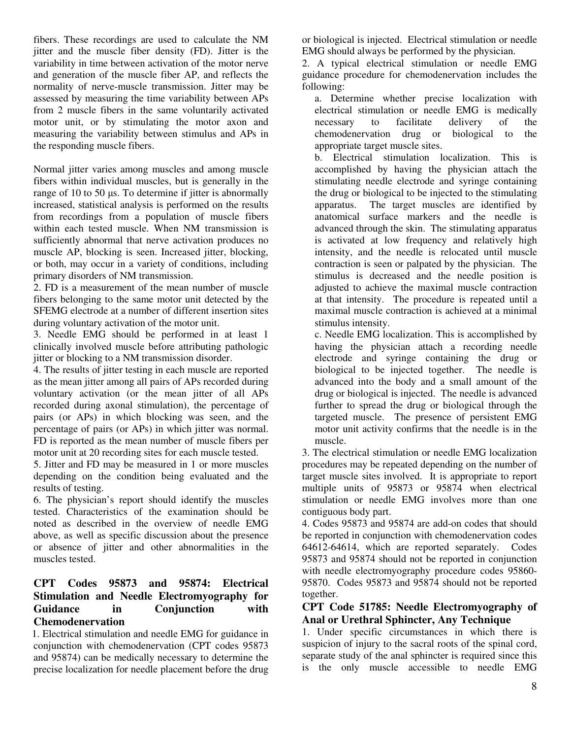fibers. These recordings are used to calculate the NM jitter and the muscle fiber density (FD). Jitter is the variability in time between activation of the motor nerve and generation of the muscle fiber AP, and reflects the normality of nerve-muscle transmission. Jitter may be assessed by measuring the time variability between APs from 2 muscle fibers in the same voluntarily activated motor unit, or by stimulating the motor axon and measuring the variability between stimulus and APs in the responding muscle fibers.

Normal jitter varies among muscles and among muscle fibers within individual muscles, but is generally in the range of 10 to 50 µs. To determine if jitter is abnormally increased, statistical analysis is performed on the results from recordings from a population of muscle fibers within each tested muscle. When NM transmission is sufficiently abnormal that nerve activation produces no muscle AP, blocking is seen. Increased jitter, blocking, or both, may occur in a variety of conditions, including primary disorders of NM transmission.

2. FD is a measurement of the mean number of muscle fibers belonging to the same motor unit detected by the SFEMG electrode at a number of different insertion sites during voluntary activation of the motor unit.
3. Needle EMG should be performed in at least 1 clinically involved muscle before attributing pathologic jitter or blocking to a NM transmission disorder.
4. The results of jitter testing in each muscle are reported as the mean jitter among all pairs of APs recorded during voluntary activation (or the mean jitter of all APs recorded during axonal stimulation), the percentage of pairs (or APs) in which blocking was seen, and the percentage of pairs (or APs) in which jitter was normal. FD is reported as the mean number of muscle fibers per motor unit at 20 recording sites for each muscle tested.
5. Jitter and FD may be measured in 1 or more muscles depending on the condition being evaluated and the results of testing.
6. The physician's report should identify the muscles tested. Characteristics of the examination should be noted as described in the overview of needle EMG above, as well as specific discussion about the presence or absence of jitter and other abnormalities in the muscles tested.

## CPT Codes 95873 and 95874: Electrical Stimulation and Needle Electromyography for Guidance in Conjunction with Chemodenervation

1. Electrical stimulation and needle EMG for guidance in conjunction with chemodenervation (CPT codes 95873 and 95874) can be medically necessary to determine the precise localization for needle placement before the drug or biological is injected. Electrical stimulation or needle EMG should always be performed by the physician.
2. A typical electrical stimulation or needle EMG guidance procedure for chemodenervation includes the following:
   a. Determine whether precise localization with electrical stimulation or needle EMG is medically necessary to facilitate delivery of the chemodenervation drug or biological to the appropriate target muscle sites.
   b. Electrical stimulation localization. This is accomplished by having the physician attach the stimulating needle electrode and syringe containing the drug or biological to be injected to the stimulating apparatus. The target muscles are identified by anatomical surface markers and the needle is advanced through the skin. The stimulating apparatus is activated at low frequency and relatively high intensity, and the needle is relocated until muscle contraction is seen or palpated by the physician. The stimulus is decreased and the needle position is adjusted to achieve the maximal muscle contraction at that intensity. The procedure is repeated until a maximal muscle contraction is achieved at a minimal stimulus intensity.
   c. Needle EMG localization. This is accomplished by having the physician attach a recording needle electrode and syringe containing the drug or biological to be injected together. The needle is advanced into the body and a small amount of the drug or biological is injected. The needle is advanced further to spread the drug or biological through the targeted muscle. The presence of persistent EMG motor unit activity confirms that the needle is in the muscle.
3. The electrical stimulation or needle EMG localization procedures may be repeated depending on the number of target muscle sites involved. It is appropriate to report multiple units of 95873 or 95874 when electrical stimulation or needle EMG involves more than one contiguous body part.
4. Codes 95873 and 95874 are add-on codes that should be reported in conjunction with chemodenervation codes 64612-64614, which are reported separately. Codes 95873 and 95874 should not be reported in conjunction with needle electromyography procedure codes 95860-95870. Codes 95873 and 95874 should not be reported together.

## CPT Code 51785: Needle Electromyography of Anal or Urethral Sphincter, Any Technique

1. Under specific circumstances in which there is suspicion of injury to the sacral roots of the spinal cord, separate study of the anal sphincter is required since this is the only muscle accessible to needle EMG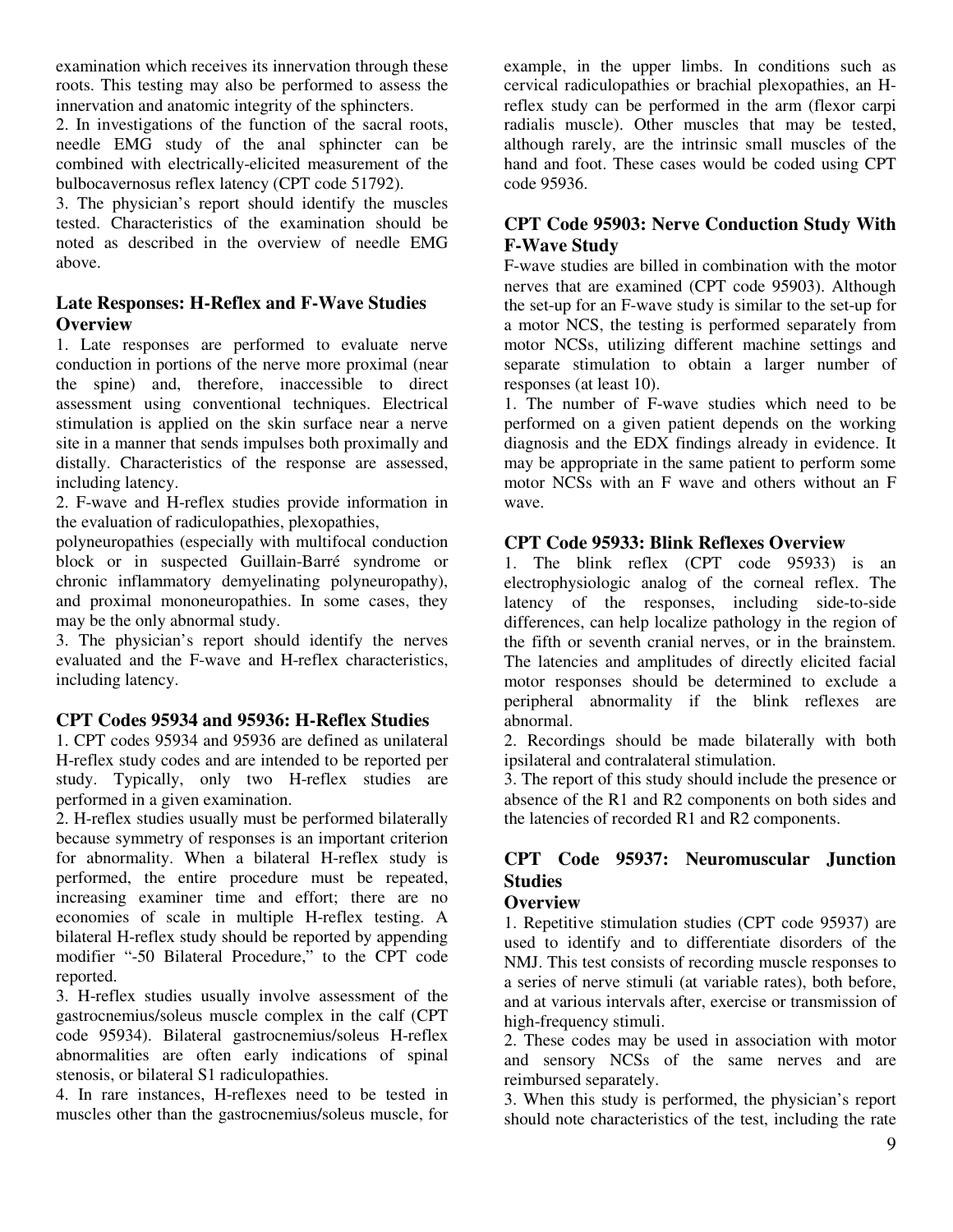examination which receives its innervation through these roots. This testing may also be performed to assess the innervation and anatomic integrity of the sphincters.

2. In investigations of the function of the sacral roots, needle EMG study of the anal sphincter can be combined with electrically-elicited measurement of the bulbocavernosus reflex latency (CPT code 51792).

3. The physician's report should identify the muscles tested. Characteristics of the examination should be noted as described in the overview of needle EMG above.

### Late Responses: H-Reflex and F-Wave Studies Overview

1. Late responses are performed to evaluate nerve conduction in portions of the nerve more proximal (near the spine) and, therefore, inaccessible to direct assessment using conventional techniques. Electrical stimulation is applied on the skin surface near a nerve site in a manner that sends impulses both proximally and distally. Characteristics of the response are assessed, including latency.

2. F-wave and H-reflex studies provide information in the evaluation of radiculopathies, plexopathies, polyneuropathies (especially with multifocal conduction block or in suspected Guillain-Barré syndrome or chronic inflammatory demyelinating polyneuropathy), and proximal mononeuropathies. In some cases, they may be the only abnormal study.

3. The physician's report should identify the nerves evaluated and the F-wave and H-reflex characteristics, including latency.

### CPT Codes 95934 and 95936: H-Reflex Studies

1. CPT codes 95934 and 95936 are defined as unilateral H-reflex study codes and are intended to be reported per study. Typically, only two H-reflex studies are performed in a given examination.

2. H-reflex studies usually must be performed bilaterally because symmetry of responses is an important criterion for abnormality. When a bilateral H-reflex study is performed, the entire procedure must be repeated, increasing examiner time and effort; there are no economies of scale in multiple H-reflex testing. A bilateral H-reflex study should be reported by appending modifier "-50 Bilateral Procedure," to the CPT code reported.

3. H-reflex studies usually involve assessment of the gastrocnemius/soleus muscle complex in the calf (CPT code 95934). Bilateral gastrocnemius/soleus H-reflex abnormalities are often early indications of spinal stenosis, or bilateral S1 radiculopathies.

4. In rare instances, H-reflexes need to be tested in muscles other than the gastrocnemius/soleus muscle, for example, in the upper limbs. In conditions such as cervical radiculopathies or brachial plexopathies, an H-reflex study can be performed in the arm (flexor carpi radialis muscle). Other muscles that may be tested, although rarely, are the intrinsic small muscles of the hand and foot. These cases would be coded using CPT code 95936.

### CPT Code 95903: Nerve Conduction Study With F-Wave Study

F-wave studies are billed in combination with the motor nerves that are examined (CPT code 95903). Although the set-up for an F-wave study is similar to the set-up for a motor NCS, the testing is performed separately from motor NCSs, utilizing different machine settings and separate stimulation to obtain a larger number of responses (at least 10).

1. The number of F-wave studies which need to be performed on a given patient depends on the working diagnosis and the EDX findings already in evidence. It may be appropriate in the same patient to perform some motor NCSs with an F wave and others without an F wave.

### CPT Code 95933: Blink Reflexes Overview

1. The blink reflex (CPT code 95933) is an electrophysiologic analog of the corneal reflex. The latency of the responses, including side-to-side differences, can help localize pathology in the region of the fifth or seventh cranial nerves, or in the brainstem. The latencies and amplitudes of directly elicited facial motor responses should be determined to exclude a peripheral abnormality if the blink reflexes are abnormal.

2. Recordings should be made bilaterally with both ipsilateral and contralateral stimulation.

3. The report of this study should include the presence or absence of the R1 and R2 components on both sides and the latencies of recorded R1 and R2 components.

### CPT Code 95937: Neuromuscular Junction Studies

### Overview

1. Repetitive stimulation studies (CPT code 95937) are used to identify and to differentiate disorders of the NMJ. This test consists of recording muscle responses to a series of nerve stimuli (at variable rates), both before, and at various intervals after, exercise or transmission of high-frequency stimuli.

2. These codes may be used in association with motor and sensory NCSs of the same nerves and are reimbursed separately.

3. When this study is performed, the physician's report should note characteristics of the test, including the rate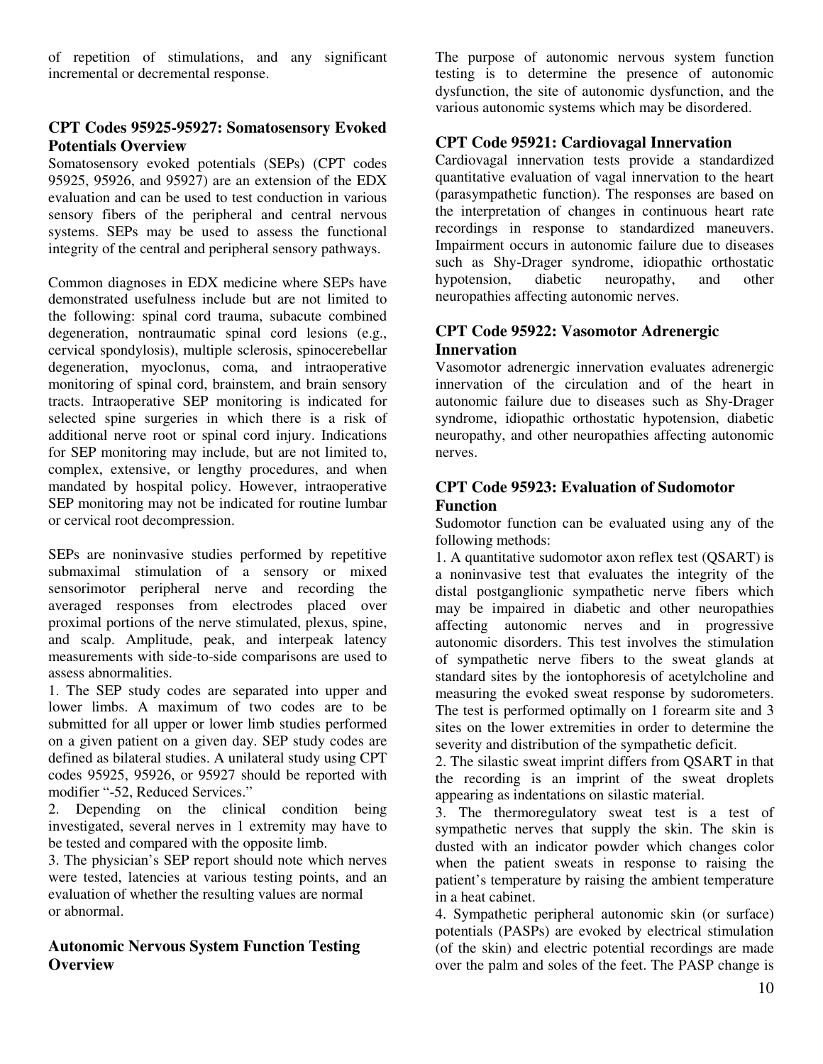of repetition of stimulations, and any significant incremental or decremental response.

### CPT Codes 95925-95927: Somatosensory Evoked Potentials Overview

Somatosensory evoked potentials (SEPs) (CPT codes 95925, 95926, and 95927) are an extension of the EDX evaluation and can be used to test conduction in various sensory fibers of the peripheral and central nervous systems. SEPs may be used to assess the functional integrity of the central and peripheral sensory pathways.

Common diagnoses in EDX medicine where SEPs have demonstrated usefulness include but are not limited to the following: spinal cord trauma, subacute combined degeneration, nontraumatic spinal cord lesions (e.g., cervical spondylosis), multiple sclerosis, spinocerebellar degeneration, myoclonus, coma, and intraoperative monitoring of spinal cord, brainstem, and brain sensory tracts. Intraoperative SEP monitoring is indicated for selected spine surgeries in which there is a risk of additional nerve root or spinal cord injury. Indications for SEP monitoring may include, but are not limited to, complex, extensive, or lengthy procedures, and when mandated by hospital policy. However, intraoperative SEP monitoring may not be indicated for routine lumbar or cervical root decompression.

SEPs are noninvasive studies performed by repetitive submaximal stimulation of a sensory or mixed sensorimotor peripheral nerve and recording the averaged responses from electrodes placed over proximal portions of the nerve stimulated, plexus, spine, and scalp. Amplitude, peak, and interpeak latency measurements with side-to-side comparisons are used to assess abnormalities.

1. The SEP study codes are separated into upper and lower limbs. A maximum of two codes are to be submitted for all upper or lower limb studies performed on a given patient on a given day. SEP study codes are defined as bilateral studies. A unilateral study using CPT codes 95925, 95926, or 95927 should be reported with modifier "-52, Reduced Services."
2. Depending on the clinical condition being investigated, several nerves in 1 extremity may have to be tested and compared with the opposite limb.
3. The physician's SEP report should note which nerves were tested, latencies at various testing points, and an evaluation of whether the resulting values are normal or abnormal.

### Autonomic Nervous System Function Testing Overview

The purpose of autonomic nervous system function testing is to determine the presence of autonomic dysfunction, the site of autonomic dysfunction, and the various autonomic systems which may be disordered.

### CPT Code 95921: Cardiovagal Innervation

Cardiovagal innervation tests provide a standardized quantitative evaluation of vagal innervation to the heart (parasympathetic function). The responses are based on the interpretation of changes in continuous heart rate recordings in response to standardized maneuvers. Impairment occurs in autonomic failure due to diseases such as Shy-Drager syndrome, idiopathic orthostatic hypotension, diabetic neuropathy, and other neuropathies affecting autonomic nerves.

### CPT Code 95922: Vasomotor Adrenergic Innervation

Vasomotor adrenergic innervation evaluates adrenergic innervation of the circulation and of the heart in autonomic failure due to diseases such as Shy-Drager syndrome, idiopathic orthostatic hypotension, diabetic neuropathy, and other neuropathies affecting autonomic nerves.

### CPT Code 95923: Evaluation of Sudomotor Function

Sudomotor function can be evaluated using any of the following methods:

1. A quantitative sudomotor axon reflex test (QSART) is a noninvasive test that evaluates the integrity of the distal postganglionic sympathetic nerve fibers which may be impaired in diabetic and other neuropathies affecting autonomic nerves and in progressive autonomic disorders. This test involves the stimulation of sympathetic nerve fibers to the sweat glands at standard sites by the iontophoresis of acetylcholine and measuring the evoked sweat response by sudorometers. The test is performed optimally on 1 forearm site and 3 sites on the lower extremities in order to determine the severity and distribution of the sympathetic deficit.
2. The silastic sweat imprint differs from QSART in that the recording is an imprint of the sweat droplets appearing as indentations on silastic material.
3. The thermoregulatory sweat test is a test of sympathetic nerves that supply the skin. The skin is dusted with an indicator powder which changes color when the patient sweats in response to raising the patient's temperature by raising the ambient temperature in a heat cabinet.
4. Sympathetic peripheral autonomic skin (or surface) potentials (PASPs) are evoked by electrical stimulation (of the skin) and electric potential recordings are made over the palm and soles of the feet. The PASP change is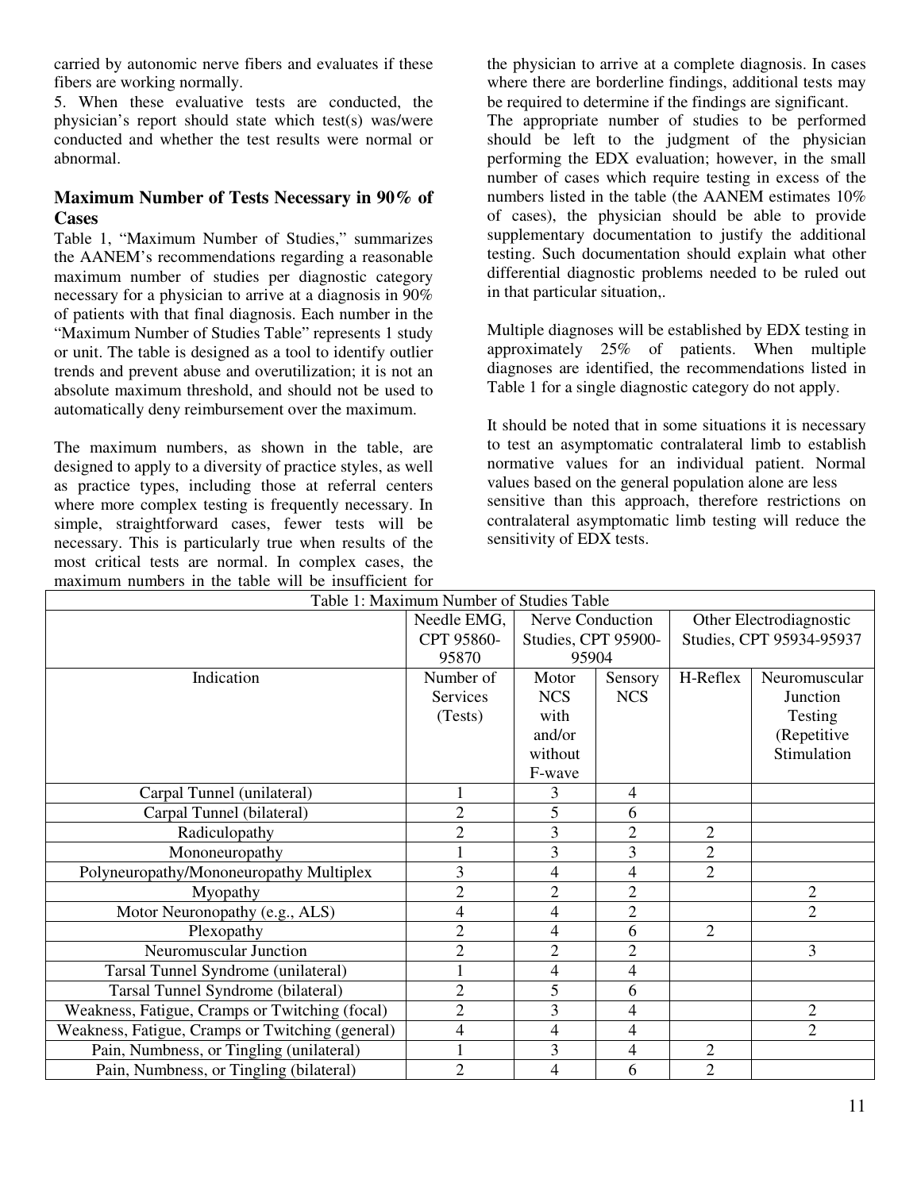carried by autonomic nerve fibers and evaluates if these fibers are working normally.

5. When these evaluative tests are conducted, the physician's report should state which test(s) was/were conducted and whether the test results were normal or abnormal.

## Maximum Number of Tests Necessary in 90% of Cases

Table 1, "Maximum Number of Studies," summarizes the AANEM's recommendations regarding a reasonable maximum number of studies per diagnostic category necessary for a physician to arrive at a diagnosis in 90% of patients with that final diagnosis. Each number in the "Maximum Number of Studies Table" represents 1 study or unit. The table is designed as a tool to identify outlier trends and prevent abuse and overutilization; it is not an absolute maximum threshold, and should not be used to automatically deny reimbursement over the maximum.

The maximum numbers, as shown in the table, are designed to apply to a diversity of practice styles, as well as practice types, including those at referral centers where more complex testing is frequently necessary. In simple, straightforward cases, fewer tests will be necessary. This is particularly true when results of the most critical tests are normal. In complex cases, the maximum numbers in the table will be insufficient for the physician to arrive at a complete diagnosis. In cases where there are borderline findings, additional tests may be required to determine if the findings are significant.

The appropriate number of studies to be performed should be left to the judgment of the physician performing the EDX evaluation; however, in the small number of cases which require testing in excess of the numbers listed in the table (the AANEM estimates 10% of cases), the physician should be able to provide supplementary documentation to justify the additional testing. Such documentation should explain what other differential diagnostic problems needed to be ruled out in that particular situation,.

Multiple diagnoses will be established by EDX testing in approximately 25% of patients. When multiple diagnoses are identified, the recommendations listed in Table 1 for a single diagnostic category do not apply.

It should be noted that in some situations it is necessary to test an asymptomatic contralateral limb to establish normative values for an individual patient. Normal values based on the general population alone are less sensitive than this approach, therefore restrictions on contralateral asymptomatic limb testing will reduce the sensitivity of EDX tests.

Table 1: Maximum Number of Studies Table

| | Needle EMG, CPT 95860-95870 | Nerve Conduction Studies, CPT 95900-95904 | | Other Electrodiagnostic Studies, CPT 95934-95937 | |
|---|---|---|---|---|---|
| Indication | Number of Services (Tests) | Motor NCS with and/or without F-wave | Sensory NCS | H-Reflex | Neuromuscular Junction Testing (Repetitive Stimulation |
| Carpal Tunnel (unilateral) | 1 | 3 | 4 | | |
| Carpal Tunnel (bilateral) | 2 | 5 | 6 | | |
| Radiculopathy | 2 | 3 | 2 | 2 | |
| Mononeuropathy | 1 | 3 | 3 | 2 | |
| Polyneuropathy/Mononeuropathy Multiplex | 3 | 4 | 4 | 2 | |
| Myopathy | 2 | 2 | 2 | | 2 |
| Motor Neuronopathy (e.g., ALS) | 4 | 4 | 2 | | 2 |
| Plexopathy | 2 | 4 | 6 | 2 | |
| Neuromuscular Junction | 2 | 2 | 2 | | 3 |
| Tarsal Tunnel Syndrome (unilateral) | 1 | 4 | 4 | | |
| Tarsal Tunnel Syndrome (bilateral) | 2 | 5 | 6 | | |
| Weakness, Fatigue, Cramps or Twitching (focal) | 2 | 3 | 4 | | 2 |
| Weakness, Fatigue, Cramps or Twitching (general) | 4 | 4 | 4 | | 2 |
| Pain, Numbness, or Tingling (unilateral) | 1 | 3 | 4 | 2 | |
| Pain, Numbness, or Tingling (bilateral) | 2 | 4 | 6 | 2 | |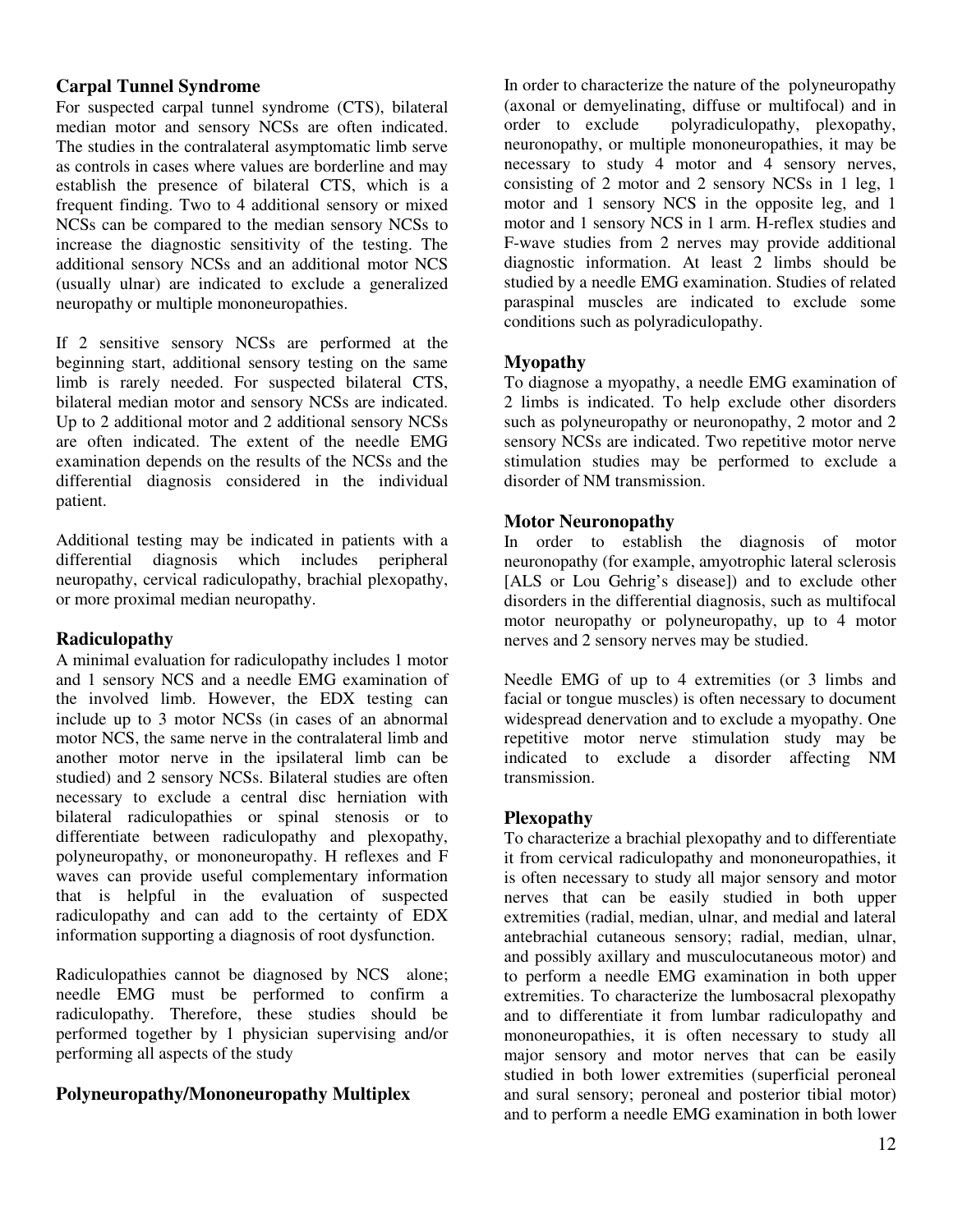### Carpal Tunnel Syndrome

For suspected carpal tunnel syndrome (CTS), bilateral median motor and sensory NCSs are often indicated. The studies in the contralateral asymptomatic limb serve as controls in cases where values are borderline and may establish the presence of bilateral CTS, which is a frequent finding. Two to 4 additional sensory or mixed NCSs can be compared to the median sensory NCSs to increase the diagnostic sensitivity of the testing. The additional sensory NCSs and an additional motor NCS (usually ulnar) are indicated to exclude a generalized neuropathy or multiple mononeuropathies.

If 2 sensitive sensory NCSs are performed at the beginning start, additional sensory testing on the same limb is rarely needed. For suspected bilateral CTS, bilateral median motor and sensory NCSs are indicated. Up to 2 additional motor and 2 additional sensory NCSs are often indicated. The extent of the needle EMG examination depends on the results of the NCSs and the differential diagnosis considered in the individual patient.

Additional testing may be indicated in patients with a differential diagnosis which includes peripheral neuropathy, cervical radiculopathy, brachial plexopathy, or more proximal median neuropathy.

### Radiculopathy

A minimal evaluation for radiculopathy includes 1 motor and 1 sensory NCS and a needle EMG examination of the involved limb. However, the EDX testing can include up to 3 motor NCSs (in cases of an abnormal motor NCS, the same nerve in the contralateral limb and another motor nerve in the ipsilateral limb can be studied) and 2 sensory NCSs. Bilateral studies are often necessary to exclude a central disc herniation with bilateral radiculopathies or spinal stenosis or to differentiate between radiculopathy and plexopathy, polyneuropathy, or mononeuropathy. H reflexes and F waves can provide useful complementary information that is helpful in the evaluation of suspected radiculopathy and can add to the certainty of EDX information supporting a diagnosis of root dysfunction.

Radiculopathies cannot be diagnosed by NCS alone; needle EMG must be performed to confirm a radiculopathy. Therefore, these studies should be performed together by 1 physician supervising and/or performing all aspects of the study

### Polyneuropathy/Mononeuropathy Multiplex

In order to characterize the nature of the polyneuropathy (axonal or demyelinating, diffuse or multifocal) and in order to exclude polyradiculopathy, plexopathy, neuronopathy, or multiple mononeuropathies, it may be necessary to study 4 motor and 4 sensory nerves, consisting of 2 motor and 2 sensory NCSs in 1 leg, 1 motor and 1 sensory NCS in the opposite leg, and 1 motor and 1 sensory NCS in 1 arm. H-reflex studies and F-wave studies from 2 nerves may provide additional diagnostic information. At least 2 limbs should be studied by a needle EMG examination. Studies of related paraspinal muscles are indicated to exclude some conditions such as polyradiculopathy.

### Myopathy

To diagnose a myopathy, a needle EMG examination of 2 limbs is indicated. To help exclude other disorders such as polyneuropathy or neuronopathy, 2 motor and 2 sensory NCSs are indicated. Two repetitive motor nerve stimulation studies may be performed to exclude a disorder of NM transmission.

### Motor Neuronopathy

In order to establish the diagnosis of motor neuronopathy (for example, amyotrophic lateral sclerosis [ALS or Lou Gehrig's disease]) and to exclude other disorders in the differential diagnosis, such as multifocal motor neuropathy or polyneuropathy, up to 4 motor nerves and 2 sensory nerves may be studied.

Needle EMG of up to 4 extremities (or 3 limbs and facial or tongue muscles) is often necessary to document widespread denervation and to exclude a myopathy. One repetitive motor nerve stimulation study may be indicated to exclude a disorder affecting NM transmission.

### Plexopathy

To characterize a brachial plexopathy and to differentiate it from cervical radiculopathy and mononeuropathies, it is often necessary to study all major sensory and motor nerves that can be easily studied in both upper extremities (radial, median, ulnar, and medial and lateral antebrachial cutaneous sensory; radial, median, ulnar, and possibly axillary and musculocutaneous motor) and to perform a needle EMG examination in both upper extremities. To characterize the lumbosacral plexopathy and to differentiate it from lumbar radiculopathy and mononeuropathies, it is often necessary to study all major sensory and motor nerves that can be easily studied in both lower extremities (superficial peroneal and sural sensory; peroneal and posterior tibial motor) and to perform a needle EMG examination in both lower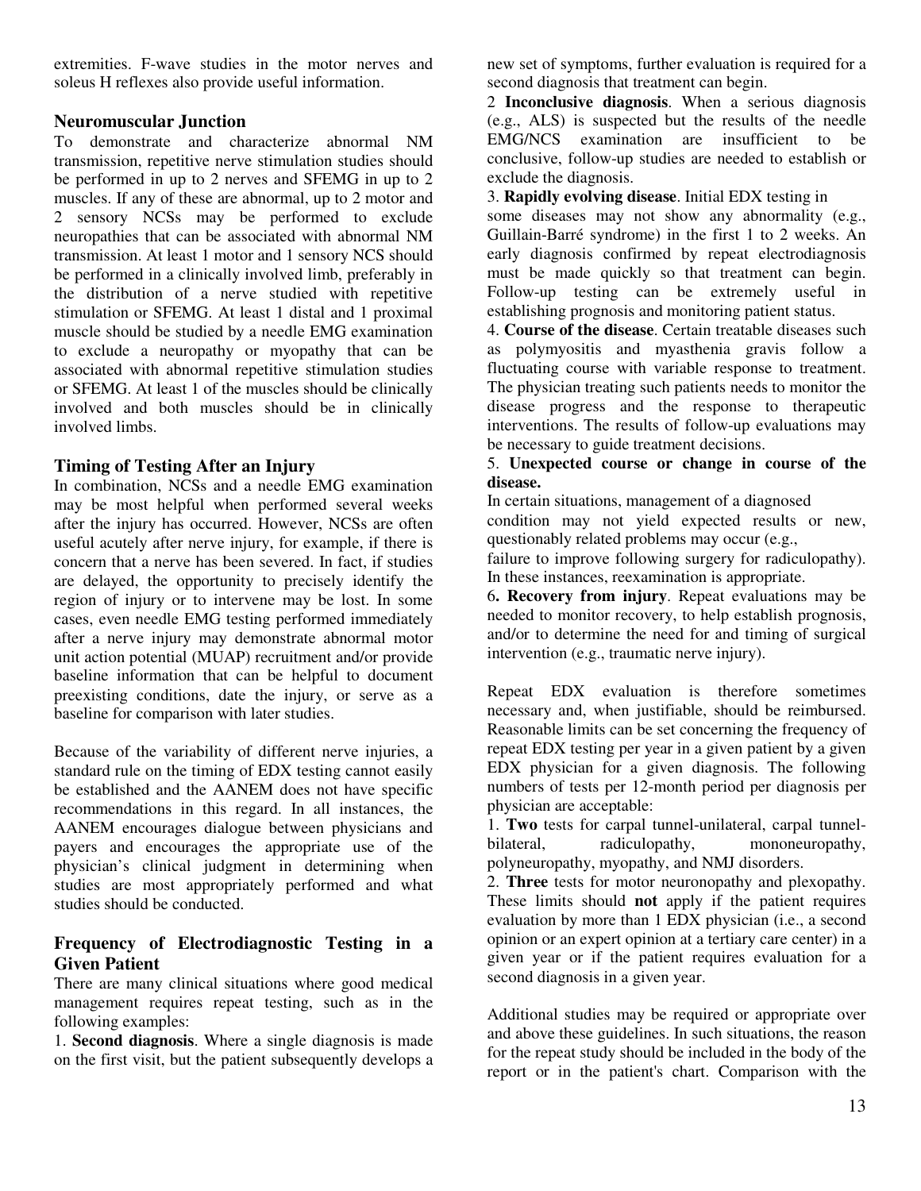extremities. F-wave studies in the motor nerves and soleus H reflexes also provide useful information.

### Neuromuscular Junction

To demonstrate and characterize abnormal NM transmission, repetitive nerve stimulation studies should be performed in up to 2 nerves and SFEMG in up to 2 muscles. If any of these are abnormal, up to 2 motor and 2 sensory NCSs may be performed to exclude neuropathies that can be associated with abnormal NM transmission. At least 1 motor and 1 sensory NCS should be performed in a clinically involved limb, preferably in the distribution of a nerve studied with repetitive stimulation or SFEMG. At least 1 distal and 1 proximal muscle should be studied by a needle EMG examination to exclude a neuropathy or myopathy that can be associated with abnormal repetitive stimulation studies or SFEMG. At least 1 of the muscles should be clinically involved and both muscles should be in clinically involved limbs.

### Timing of Testing After an Injury

In combination, NCSs and a needle EMG examination may be most helpful when performed several weeks after the injury has occurred. However, NCSs are often useful acutely after nerve injury, for example, if there is concern that a nerve has been severed. In fact, if studies are delayed, the opportunity to precisely identify the region of injury or to intervene may be lost. In some cases, even needle EMG testing performed immediately after a nerve injury may demonstrate abnormal motor unit action potential (MUAP) recruitment and/or provide baseline information that can be helpful to document preexisting conditions, date the injury, or serve as a baseline for comparison with later studies.

Because of the variability of different nerve injuries, a standard rule on the timing of EDX testing cannot easily be established and the AANEM does not have specific recommendations in this regard. In all instances, the AANEM encourages dialogue between physicians and payers and encourages the appropriate use of the physician's clinical judgment in determining when studies are most appropriately performed and what studies should be conducted.

### Frequency of Electrodiagnostic Testing in a Given Patient

There are many clinical situations where good medical management requires repeat testing, such as in the following examples:

1. **Second diagnosis**. Where a single diagnosis is made on the first visit, but the patient subsequently develops a new set of symptoms, further evaluation is required for a second diagnosis that treatment can begin.
2. **Inconclusive diagnosis**. When a serious diagnosis (e.g., ALS) is suspected but the results of the needle EMG/NCS examination are insufficient to be conclusive, follow-up studies are needed to establish or exclude the diagnosis.
3. **Rapidly evolving disease**. Initial EDX testing in some diseases may not show any abnormality (e.g., Guillain-Barré syndrome) in the first 1 to 2 weeks. An early diagnosis confirmed by repeat electrodiagnosis must be made quickly so that treatment can begin. Follow-up testing can be extremely useful in establishing prognosis and monitoring patient status.
4. **Course of the disease**. Certain treatable diseases such as polymyositis and myasthenia gravis follow a fluctuating course with variable response to treatment. The physician treating such patients needs to monitor the disease progress and the response to therapeutic interventions. The results of follow-up evaluations may be necessary to guide treatment decisions.
5. **Unexpected course or change in course of the disease.**
   In certain situations, management of a diagnosed condition may not yield expected results or new, questionably related problems may occur (e.g., failure to improve following surgery for radiculopathy). In these instances, reexamination is appropriate.
6. **Recovery from injury**. Repeat evaluations may be needed to monitor recovery, to help establish prognosis, and/or to determine the need for and timing of surgical intervention (e.g., traumatic nerve injury).

Repeat EDX evaluation is therefore sometimes necessary and, when justifiable, should be reimbursed. Reasonable limits can be set concerning the frequency of repeat EDX testing per year in a given patient by a given EDX physician for a given diagnosis. The following numbers of tests per 12-month period per diagnosis per physician are acceptable:

1. **Two** tests for carpal tunnel-unilateral, carpal tunnel-bilateral, radiculopathy, mononeuropathy, polyneuropathy, myopathy, and NMJ disorders.
2. **Three** tests for motor neuronopathy and plexopathy. These limits should **not** apply if the patient requires evaluation by more than 1 EDX physician (i.e., a second opinion or an expert opinion at a tertiary care center) in a given year or if the patient requires evaluation for a second diagnosis in a given year.

Additional studies may be required or appropriate over and above these guidelines. In such situations, the reason for the repeat study should be included in the body of the report or in the patient's chart. Comparison with the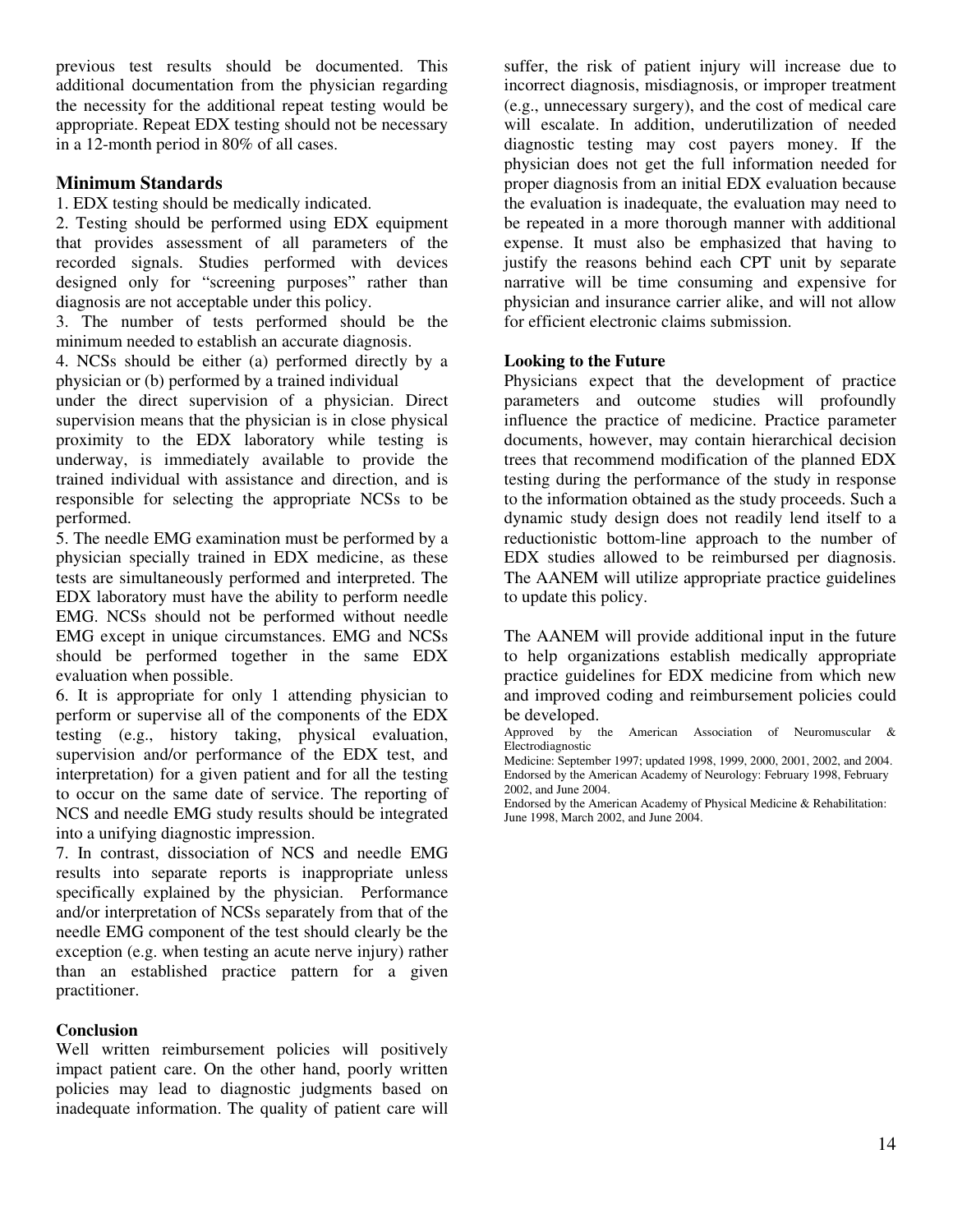previous test results should be documented. This additional documentation from the physician regarding the necessity for the additional repeat testing would be appropriate. Repeat EDX testing should not be necessary in a 12-month period in 80% of all cases.

## Minimum Standards

1. EDX testing should be medically indicated.
2. Testing should be performed using EDX equipment that provides assessment of all parameters of the recorded signals. Studies performed with devices designed only for "screening purposes" rather than diagnosis are not acceptable under this policy.
3. The number of tests performed should be the minimum needed to establish an accurate diagnosis.
4. NCSs should be either (a) performed directly by a physician or (b) performed by a trained individual under the direct supervision of a physician. Direct supervision means that the physician is in close physical proximity to the EDX laboratory while testing is underway, is immediately available to provide the trained individual with assistance and direction, and is responsible for selecting the appropriate NCSs to be performed.
5. The needle EMG examination must be performed by a physician specially trained in EDX medicine, as these tests are simultaneously performed and interpreted. The EDX laboratory must have the ability to perform needle EMG. NCSs should not be performed without needle EMG except in unique circumstances. EMG and NCSs should be performed together in the same EDX evaluation when possible.
6. It is appropriate for only 1 attending physician to perform or supervise all of the components of the EDX testing (e.g., history taking, physical evaluation, supervision and/or performance of the EDX test, and interpretation) for a given patient and for all the testing to occur on the same date of service. The reporting of NCS and needle EMG study results should be integrated into a unifying diagnostic impression.
7. In contrast, dissociation of NCS and needle EMG results into separate reports is inappropriate unless specifically explained by the physician. Performance and/or interpretation of NCSs separately from that of the needle EMG component of the test should clearly be the exception (e.g. when testing an acute nerve injury) rather than an established practice pattern for a given practitioner.

### Conclusion

Well written reimbursement policies will positively impact patient care. On the other hand, poorly written policies may lead to diagnostic judgments based on inadequate information. The quality of patient care will suffer, the risk of patient injury will increase due to incorrect diagnosis, misdiagnosis, or improper treatment (e.g., unnecessary surgery), and the cost of medical care will escalate. In addition, underutilization of needed diagnostic testing may cost payers money. If the physician does not get the full information needed for proper diagnosis from an initial EDX evaluation because the evaluation is inadequate, the evaluation may need to be repeated in a more thorough manner with additional expense. It must also be emphasized that having to justify the reasons behind each CPT unit by separate narrative will be time consuming and expensive for physician and insurance carrier alike, and will not allow for efficient electronic claims submission.

### Looking to the Future

Physicians expect that the development of practice parameters and outcome studies will profoundly influence the practice of medicine. Practice parameter documents, however, may contain hierarchical decision trees that recommend modification of the planned EDX testing during the performance of the study in response to the information obtained as the study proceeds. Such a dynamic study design does not readily lend itself to a reductionistic bottom-line approach to the number of EDX studies allowed to be reimbursed per diagnosis. The AANEM will utilize appropriate practice guidelines to update this policy.

The AANEM will provide additional input in the future to help organizations establish medically appropriate practice guidelines for EDX medicine from which new and improved coding and reimbursement policies could be developed.

Approved by the American Association of Neuromuscular & Electrodiagnostic Medicine: September 1997; updated 1998, 1999, 2000, 2001, 2002, and 2004.
Endorsed by the American Academy of Neurology: February 1998, February 2002, and June 2004.
Endorsed by the American Academy of Physical Medicine & Rehabilitation: June 1998, March 2002, and June 2004.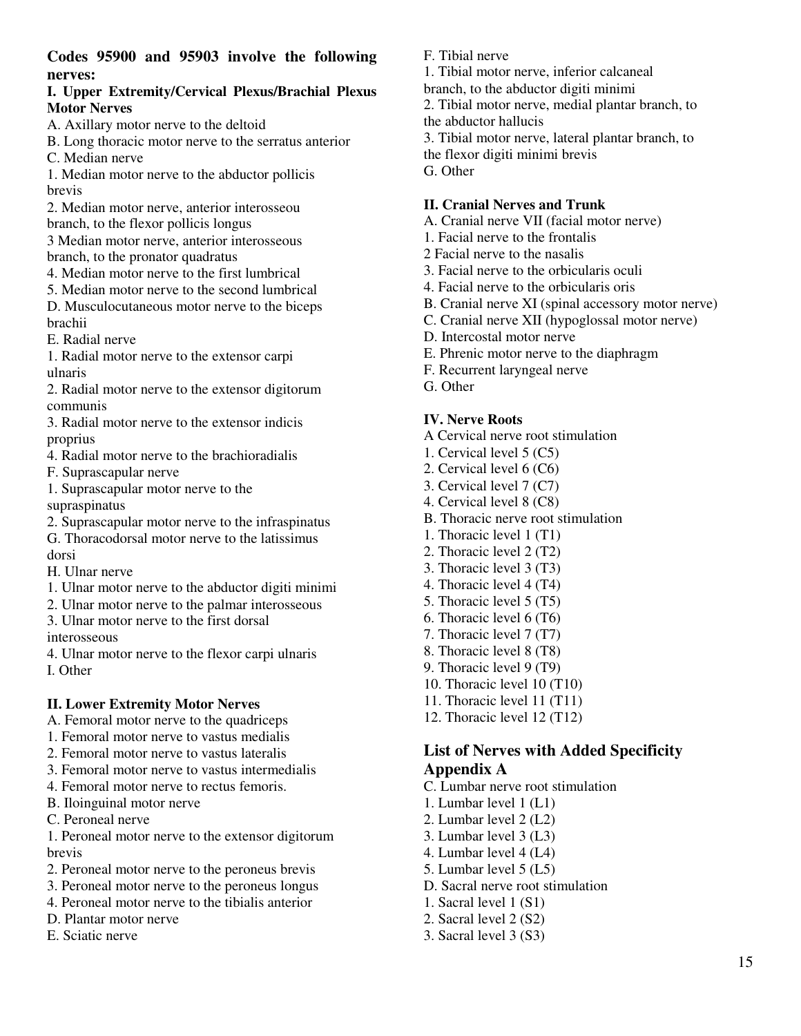**Codes 95900 and 95903 involve the following nerves:**

**I. Upper Extremity/Cervical Plexus/Brachial Plexus Motor Nerves**

A. Axillary motor nerve to the deltoid
B. Long thoracic motor nerve to the serratus anterior
C. Median nerve
1. Median motor nerve to the abductor pollicis brevis
2. Median motor nerve, anterior interosseou branch, to the flexor pollicis longus
3 Median motor nerve, anterior interosseous branch, to the pronator quadratus
4. Median motor nerve to the first lumbrical
5. Median motor nerve to the second lumbrical
D. Musculocutaneous motor nerve to the biceps brachii
E. Radial nerve
1. Radial motor nerve to the extensor carpi ulnaris
2. Radial motor nerve to the extensor digitorum communis
3. Radial motor nerve to the extensor indicis proprius
4. Radial motor nerve to the brachioradialis
F. Suprascapular nerve
1. Suprascapular motor nerve to the supraspinatus
2. Suprascapular motor nerve to the infraspinatus
G. Thoracodorsal motor nerve to the latissimus dorsi
H. Ulnar nerve
1. Ulnar motor nerve to the abductor digiti minimi
2. Ulnar motor nerve to the palmar interosseous
3. Ulnar motor nerve to the first dorsal interosseous
4. Ulnar motor nerve to the flexor carpi ulnaris
I. Other

**II. Lower Extremity Motor Nerves**

A. Femoral motor nerve to the quadriceps
1. Femoral motor nerve to vastus medialis
2. Femoral motor nerve to vastus lateralis
3. Femoral motor nerve to vastus intermedialis
4. Femoral motor nerve to rectus femoris.
B. Iloinguinal motor nerve
C. Peroneal nerve
1. Peroneal motor nerve to the extensor digitorum brevis
2. Peroneal motor nerve to the peroneus brevis
3. Peroneal motor nerve to the peroneus longus
4. Peroneal motor nerve to the tibialis anterior
D. Plantar motor nerve
E. Sciatic nerve
F. Tibial nerve
1. Tibial motor nerve, inferior calcaneal branch, to the abductor digiti minimi
2. Tibial motor nerve, medial plantar branch, to the abductor hallucis
3. Tibial motor nerve, lateral plantar branch, to the flexor digiti minimi brevis
G. Other

**II. Cranial Nerves and Trunk**

A. Cranial nerve VII (facial motor nerve)
1. Facial nerve to the frontalis
2 Facial nerve to the nasalis
3. Facial nerve to the orbicularis oculi
4. Facial nerve to the orbicularis oris
B. Cranial nerve XI (spinal accessory motor nerve)
C. Cranial nerve XII (hypoglossal motor nerve)
D. Intercostal motor nerve
E. Phrenic motor nerve to the diaphragm
F. Recurrent laryngeal nerve
G. Other

**IV. Nerve Roots**

A Cervical nerve root stimulation
1. Cervical level 5 (C5)
2. Cervical level 6 (C6)
3. Cervical level 7 (C7)
4. Cervical level 8 (C8)
B. Thoracic nerve root stimulation
1. Thoracic level 1 (T1)
2. Thoracic level 2 (T2)
3. Thoracic level 3 (T3)
4. Thoracic level 4 (T4)
5. Thoracic level 5 (T5)
6. Thoracic level 6 (T6)
7. Thoracic level 7 (T7)
8. Thoracic level 8 (T8)
9. Thoracic level 9 (T9)
10. Thoracic level 10 (T10)
11. Thoracic level 11 (T11)
12. Thoracic level 12 (T12)

## List of Nerves with Added Specificity Appendix A

C. Lumbar nerve root stimulation
1. Lumbar level 1 (L1)
2. Lumbar level 2 (L2)
3. Lumbar level 3 (L3)
4. Lumbar level 4 (L4)
5. Lumbar level 5 (L5)
D. Sacral nerve root stimulation
1. Sacral level 1 (S1)
2. Sacral level 2 (S2)
3. Sacral level 3 (S3)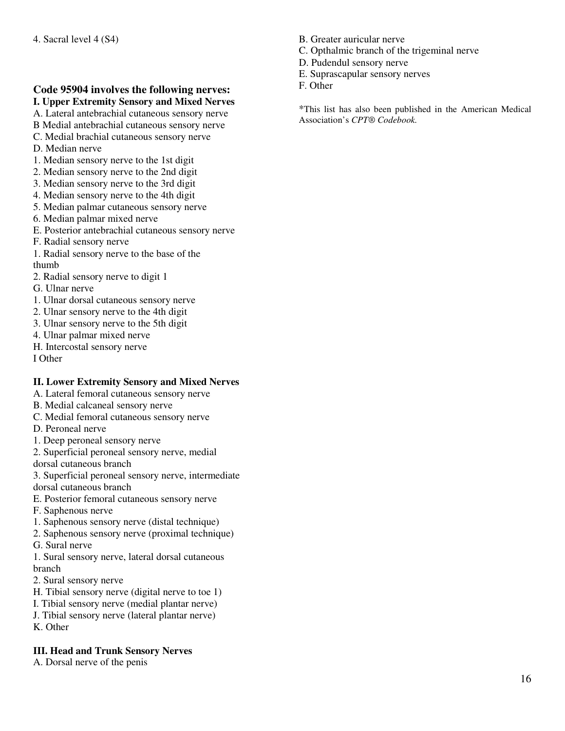4. Sacral level 4 (S4)

### Code 95904 involves the following nerves:

**I. Upper Extremity Sensory and Mixed Nerves**

A. Lateral antebrachial cutaneous sensory nerve
B Medial antebrachial cutaneous sensory nerve
C. Medial brachial cutaneous sensory nerve
D. Median nerve
1. Median sensory nerve to the 1st digit
2. Median sensory nerve to the 2nd digit
3. Median sensory nerve to the 3rd digit
4. Median sensory nerve to the 4th digit
5. Median palmar cutaneous sensory nerve
6. Median palmar mixed nerve
E. Posterior antebrachial cutaneous sensory nerve
F. Radial sensory nerve
1. Radial sensory nerve to the base of the thumb
2. Radial sensory nerve to digit 1
G. Ulnar nerve
1. Ulnar dorsal cutaneous sensory nerve
2. Ulnar sensory nerve to the 4th digit
3. Ulnar sensory nerve to the 5th digit
4. Ulnar palmar mixed nerve
H. Intercostal sensory nerve
I Other

**II. Lower Extremity Sensory and Mixed Nerves**

A. Lateral femoral cutaneous sensory nerve
B. Medial calcaneal sensory nerve
C. Medial femoral cutaneous sensory nerve
D. Peroneal nerve
1. Deep peroneal sensory nerve
2. Superficial peroneal sensory nerve, medial dorsal cutaneous branch
3. Superficial peroneal sensory nerve, intermediate dorsal cutaneous branch
E. Posterior femoral cutaneous sensory nerve
F. Saphenous nerve
1. Saphenous sensory nerve (distal technique)
2. Saphenous sensory nerve (proximal technique)
G. Sural nerve
1. Sural sensory nerve, lateral dorsal cutaneous branch
2. Sural sensory nerve
H. Tibial sensory nerve (digital nerve to toe 1)
I. Tibial sensory nerve (medial plantar nerve)
J. Tibial sensory nerve (lateral plantar nerve)
K. Other

**III. Head and Trunk Sensory Nerves**

A. Dorsal nerve of the penis
B. Greater auricular nerve
C. Opthalmic branch of the trigeminal nerve
D. Pudendul sensory nerve
E. Suprascapular sensory nerves
F. Other

*This list has also been published in the American Medical Association's *CPT® Codebook.*